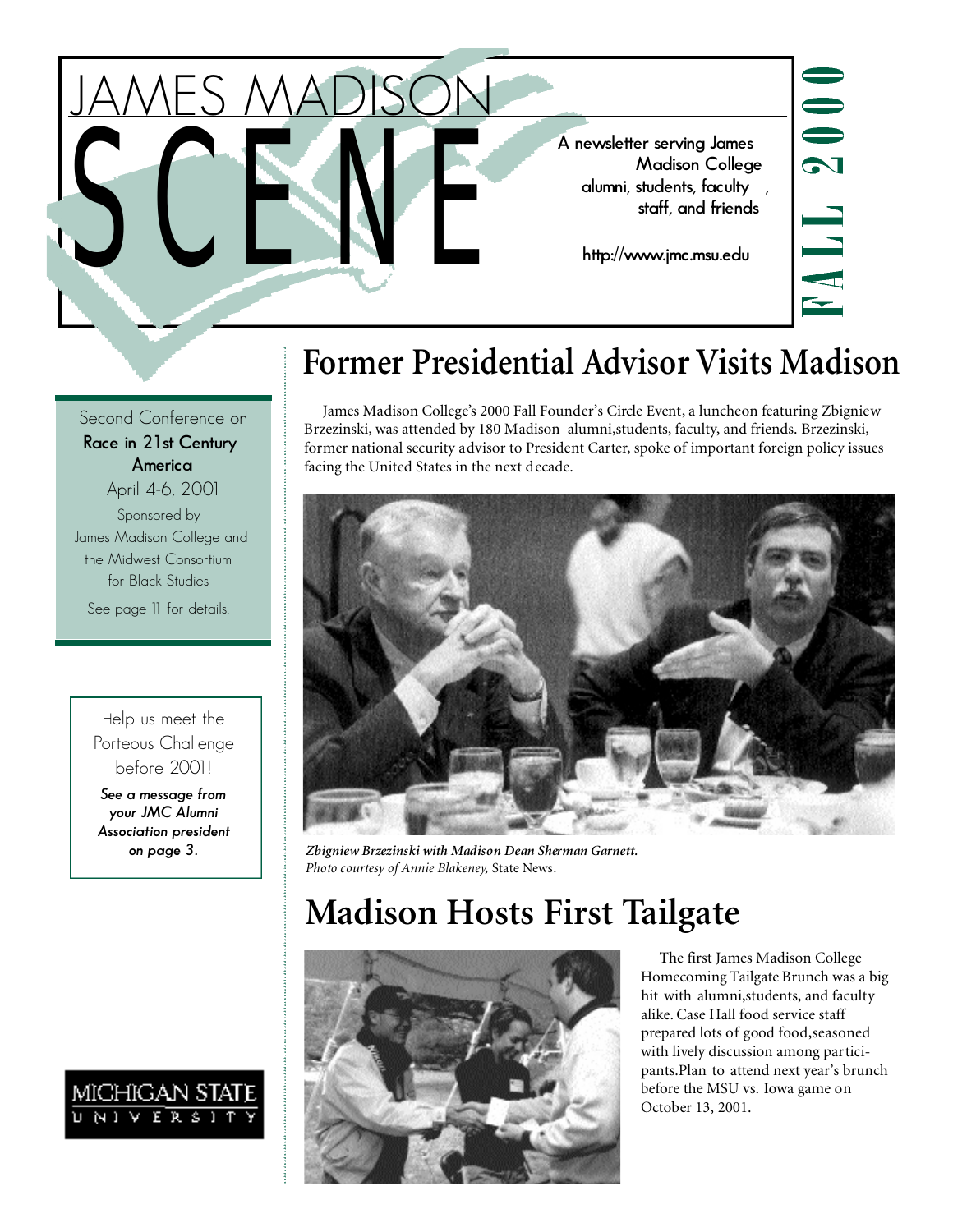# JAMES MADISON SCENE

A newsletter serving James Madison College alumni, students, faculty, staff, and friends

http://www.jmc.msu.edu

FALL 2000

Second Conference on **Race in 21st Century America**
April 4-6, 2001
Sponsored by James Madison College and the Midwest Consortium for Black Studies
See page 11 for details.

Help us meet the Porteous Challenge before 2001!

***See a message from your JMC Alumni Association president on page 3.***

MICHIGAN STATE UNIVERSITY

## Former Presidential Advisor Visits Madison

James Madison College's 2000 Fall Founder's Circle Event, a luncheon featuring Zbigniew Brzezinski, was attended by 180 Madison alumni, students, faculty, and friends. Brzezinski, former national security advisor to President Carter, spoke of important foreign policy issues facing the United States in the next decade.

***Zbigniew Brzezinski with Madison Dean Sherman Garnett.***
*Photo courtesy of Annie Blakeney,* State News.

## Madison Hosts First Tailgate

The first James Madison College Homecoming Tailgate Brunch was a big hit with alumni, students, and faculty alike. Case Hall food service staff prepared lots of good food, seasoned with lively discussion among participants. Plan to attend next year's brunch before the MSU vs. Iowa game on October 13, 2001.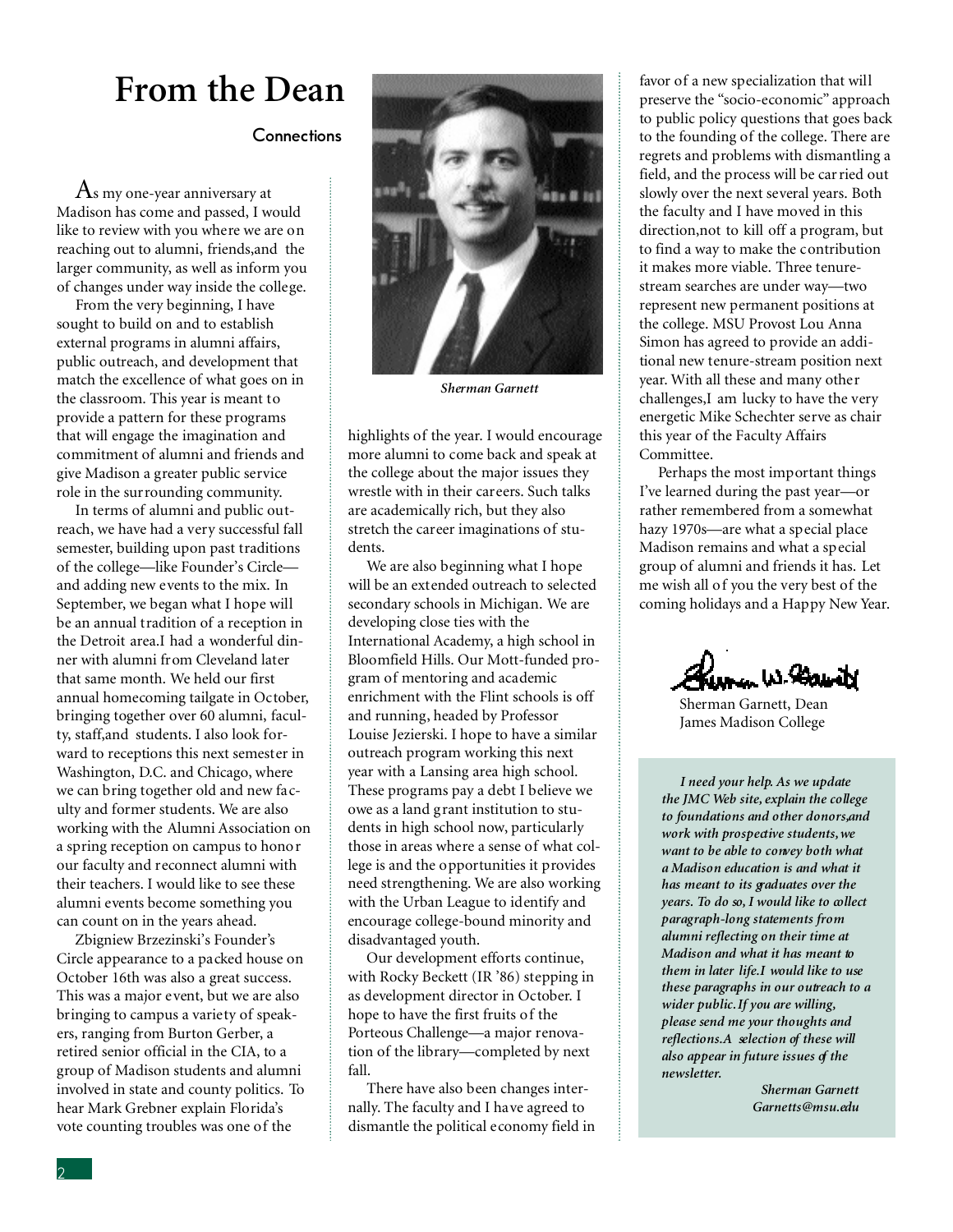# From the Dean

### Connections

As my one-year anniversary at Madison has come and passed, I would like to review with you where we are on reaching out to alumni, friends,and the larger community, as well as inform you of changes under way inside the college.

From the very beginning, I have sought to build on and to establish external programs in alumni affairs, public outreach, and development that match the excellence of what goes on in the classroom. This year is meant to provide a pattern for these programs that will engage the imagination and commitment of alumni and friends and give Madison a greater public service role in the surrounding community.

In terms of alumni and public outreach, we have had a very successful fall semester, building upon past traditions of the college—like Founder's Circle—and adding new events to the mix. In September, we began what I hope will be an annual tradition of a reception in the Detroit area.I had a wonderful dinner with alumni from Cleveland later that same month. We held our first annual homecoming tailgate in October, bringing together over 60 alumni, faculty, staff,and students. I also look forward to receptions this next semester in Washington, D.C. and Chicago, where we can bring together old and new faculty and former students. We are also working with the Alumni Association on a spring reception on campus to honor our faculty and reconnect alumni with their teachers. I would like to see these alumni events become something you can count on in the years ahead.

Zbigniew Brzezinski's Founder's Circle appearance to a packed house on October 16th was also a great success. This was a major event, but we are also bringing to campus a variety of speakers, ranging from Burton Gerber, a retired senior official in the CIA, to a group of Madison students and alumni involved in state and county politics. To hear Mark Grebner explain Florida's vote counting troubles was one of the highlights of the year. I would encourage more alumni to come back and speak at the college about the major issues they wrestle with in their careers. Such talks are academically rich, but they also stretch the career imaginations of students.

*Sherman Garnett*

We are also beginning what I hope will be an extended outreach to selected secondary schools in Michigan. We are developing close ties with the International Academy, a high school in Bloomfield Hills. Our Mott-funded program of mentoring and academic enrichment with the Flint schools is off and running, headed by Professor Louise Jezierski. I hope to have a similar outreach program working this next year with a Lansing area high school. These programs pay a debt I believe we owe as a land grant institution to students in high school now, particularly those in areas where a sense of what college is and the opportunities it provides need strengthening. We are also working with the Urban League to identify and encourage college-bound minority and disadvantaged youth.

Our development efforts continue, with Rocky Beckett (IR '86) stepping in as development director in October. I hope to have the first fruits of the Porteous Challenge—a major renovation of the library—completed by next fall.

There have also been changes internally. The faculty and I have agreed to dismantle the political economy field in favor of a new specialization that will preserve the "socio-economic" approach to public policy questions that goes back to the founding of the college. There are regrets and problems with dismantling a field, and the process will be carried out slowly over the next several years. Both the faculty and I have moved in this direction,not to kill off a program, but to find a way to make the contribution it makes more viable. Three tenure-stream searches are under way—two represent new permanent positions at the college. MSU Provost Lou Anna Simon has agreed to provide an additional new tenure-stream position next year. With all these and many other challenges,I am lucky to have the very energetic Mike Schechter serve as chair this year of the Faculty Affairs Committee.

Perhaps the most important things I've learned during the past year—or rather remembered from a somewhat hazy 1970s—are what a special place Madison remains and what a special group of alumni and friends it has. Let me wish all of you the very best of the coming holidays and a Happy New Year.

Sherman Garnett, Dean
James Madison College

*I need your help. As we update the JMC Web site, explain the college to foundations and other donors,and work with prospective students, we want to be able to convey both what a Madison education is and what it has meant to its graduates over the years. To do so, I would like to collect paragraph-long statements from alumni reflecting on their time at Madison and what it has meant to them in later life.I would like to use these paragraphs in our outreach to a wider public.If you are willing, please send me your thoughts and reflections.A selection of these will also appear in future issues of the newsletter.*

*Sherman Garnett*
*Garnetts@msu.edu*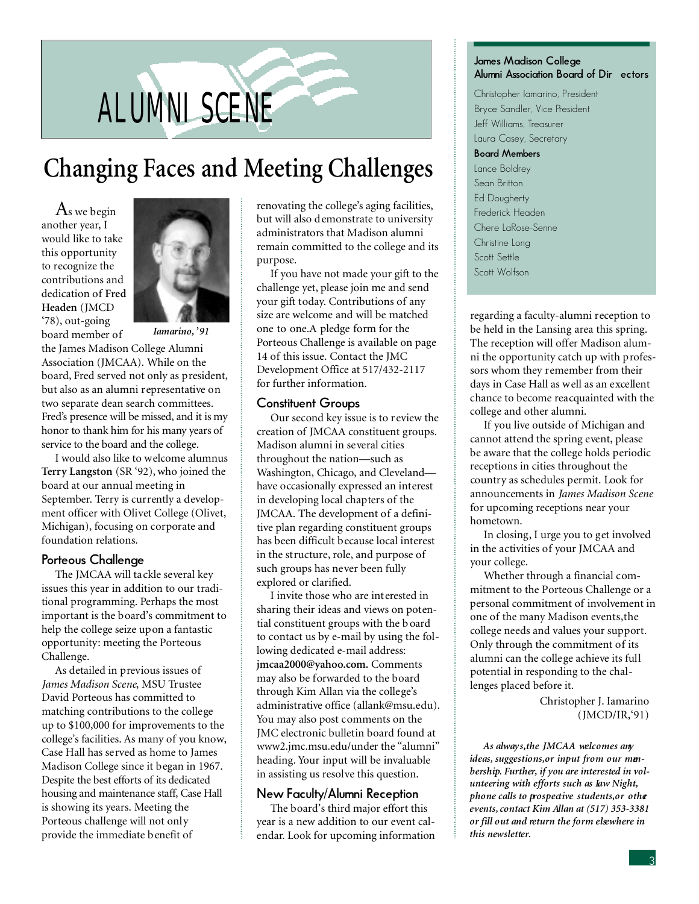# ALUMNI SCENE

## Changing Faces and Meeting Challenges

As we begin another year, I would like to take this opportunity to recognize the contributions and dedication of **Fred Headen** (JMCD '78), out-going board member of the James Madison College Alumni Association (JMCAA). While on the board, Fred served not only as president, but also as an alumni representative on two separate dean search committees. Fred's presence will be missed, and it is my honor to thank him for his many years of service to the board and the college.

*Iamarino, '91*

I would also like to welcome alumnus **Terry Langston** (SR '92), who joined the board at our annual meeting in September. Terry is currently a development officer with Olivet College (Olivet, Michigan), focusing on corporate and foundation relations.

### Porteous Challenge

The JMCAA will tackle several key issues this year in addition to our traditional programming. Perhaps the most important is the board's commitment to help the college seize upon a fantastic opportunity: meeting the Porteous Challenge.

As detailed in previous issues of *James Madison Scene*, MSU Trustee David Porteous has committed to matching contributions to the college up to $100,000 for improvements to the college's facilities. As many of you know, Case Hall has served as home to James Madison College since it began in 1967. Despite the best efforts of its dedicated housing and maintenance staff, Case Hall is showing its years. Meeting the Porteous challenge will not only provide the immediate benefit of renovating the college's aging facilities, but will also demonstrate to university administrators that Madison alumni remain committed to the college and its purpose.

If you have not made your gift to the challenge yet, please join me and send your gift today. Contributions of any size are welcome and will be matched one to one. A pledge form for the Porteous Challenge is available on page 14 of this issue. Contact the JMC Development Office at 517/432-2117 for further information.

### Constituent Groups

Our second key issue is to review the creation of JMCAA constituent groups. Madison alumni in several cities throughout the nation—such as Washington, Chicago, and Cleveland—have occasionally expressed an interest in developing local chapters of the JMCAA. The development of a definitive plan regarding constituent groups has been difficult because local interest in the structure, role, and purpose of such groups has never been fully explored or clarified.

I invite those who are interested in sharing their ideas and views on potential constituent groups with the board to contact us by e-mail by using the following dedicated e-mail address: **jmcaa2000@yahoo.com.** Comments may also be forwarded to the board through Kim Allan via the college's administrative office (allank@msu.edu). You may also post comments on the JMC electronic bulletin board found at www2.jmc.msu.edu/under the "alumni" heading. Your input will be invaluable in assisting us resolve this question.

### New Faculty/Alumni Reception

The board's third major effort this year is a new addition to our event calendar. Look for upcoming information regarding a faculty-alumni reception to be held in the Lansing area this spring. The reception will offer Madison alumni the opportunity catch up with professors whom they remember from their days in Case Hall as well as an excellent chance to become reacquainted with the college and other alumni.

If you live outside of Michigan and cannot attend the spring event, please be aware that the college holds periodic receptions in cities throughout the country as schedules permit. Look for announcements in *James Madison Scene* for upcoming receptions near your hometown.

In closing, I urge you to get involved in the activities of your JMCAA and your college.

Whether through a financial commitment to the Porteous Challenge or a personal commitment of involvement in one of the many Madison events, the college needs and values your support. Only through the commitment of its alumni can the college achieve its full potential in responding to the challenges placed before it.

Christopher J. Iamarino
(JMCD/IR,'91)

***As always, the JMCAA welcomes any ideas, suggestions, or input from our membership. Further, if you are interested in volunteering with efforts such as Law Night, phone calls to prospective students, or other events, contact Kim Allan at (517) 353-3381 or fill out and return the form elsewhere in this newsletter.***

---

**James Madison College Alumni Association Board of Directors**

Christopher Iamarino, President
Bryce Sandler, Vice President
Jeff Williams, Treasurer
Laura Casey, Secretary

**Board Members**

Lance Boldrey
Sean Britton
Ed Dougherty
Frederick Headen
Chere LaRose-Senne
Christine Long
Scott Settle
Scott Wolfson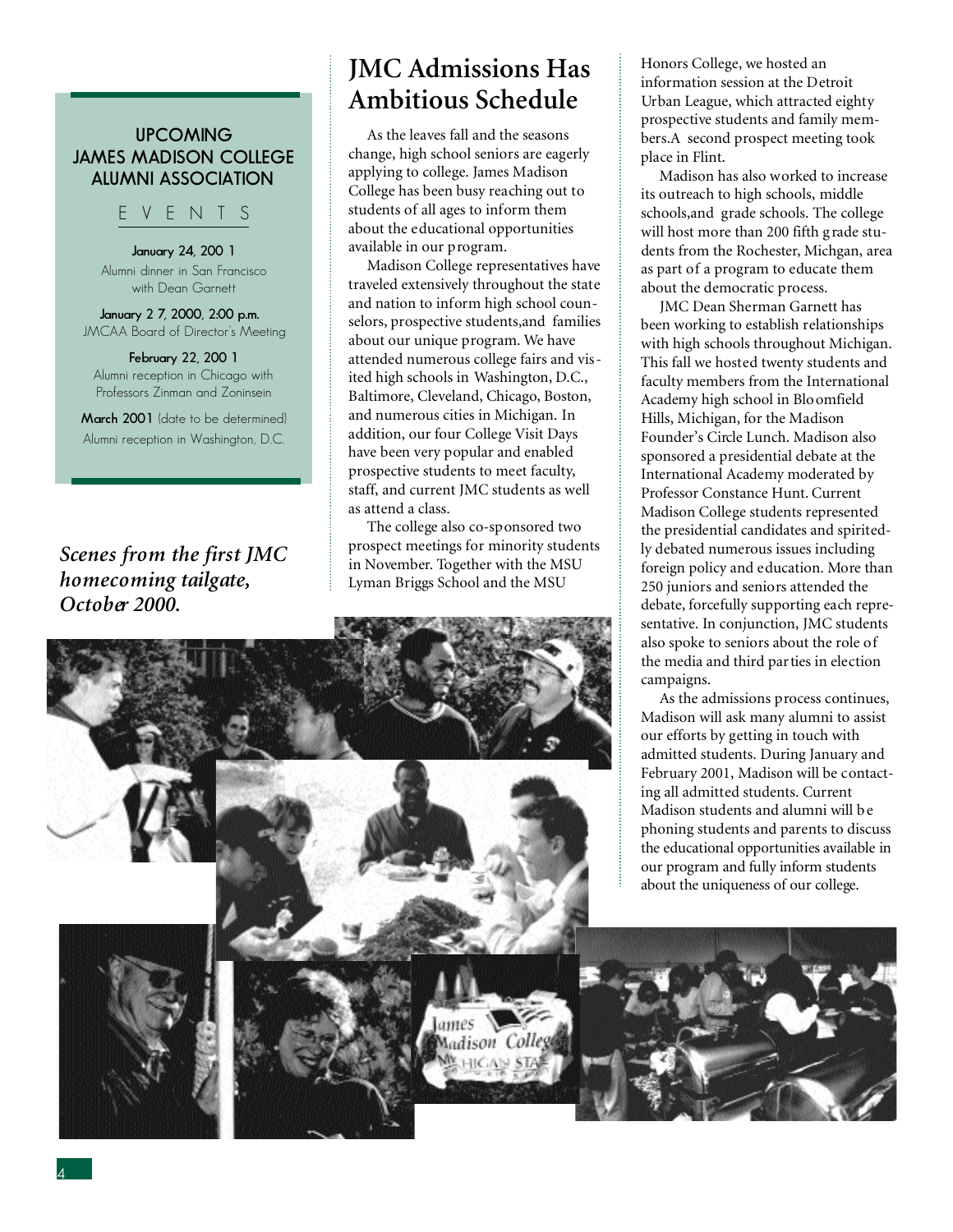## UPCOMING JAMES MADISON COLLEGE ALUMNI ASSOCIATION

### EVENTS

**January 24, 2001**
Alumni dinner in San Francisco with Dean Garnett

**January 27, 2000, 2:00 p.m.**
JMCAA Board of Director's Meeting

**February 22, 2001**
Alumni reception in Chicago with Professors Zinman and Zoninsein

**March 2001** (date to be determined)
Alumni reception in Washington, D.C.

# JMC Admissions Has Ambitious Schedule

As the leaves fall and the seasons change, high school seniors are eagerly applying to college. James Madison College has been busy reaching out to students of all ages to inform them about the educational opportunities available in our program.

Madison College representatives have traveled extensively throughout the state and nation to inform high school counselors, prospective students,and families about our unique program. We have attended numerous college fairs and visited high schools in Washington, D.C., Baltimore, Cleveland, Chicago, Boston, and numerous cities in Michigan. In addition, our four College Visit Days have been very popular and enabled prospective students to meet faculty, staff, and current JMC students as well as attend a class.

The college also co-sponsored two prospect meetings for minority students in November. Together with the MSU Lyman Briggs School and the MSU Honors College, we hosted an information session at the Detroit Urban League, which attracted eighty prospective students and family members.A second prospect meeting took place in Flint.

Madison has also worked to increase its outreach to high schools, middle schools,and grade schools. The college will host more than 200 fifth grade students from the Rochester, Michgan, area as part of a program to educate them about the democratic process.

JMC Dean Sherman Garnett has been working to establish relationships with high schools throughout Michigan. This fall we hosted twenty students and faculty members from the International Academy high school in Bloomfield Hills, Michigan, for the Madison Founder's Circle Lunch. Madison also sponsored a presidential debate at the International Academy moderated by Professor Constance Hunt. Current Madison College students represented the presidential candidates and spiritedly debated numerous issues including foreign policy and education. More than 250 juniors and seniors attended the debate, forcefully supporting each representative. In conjunction, JMC students also spoke to seniors about the role of the media and third parties in election campaigns.

As the admissions process continues, Madison will ask many alumni to assist our efforts by getting in touch with admitted students. During January and February 2001, Madison will be contacting all admitted students. Current Madison students and alumni will be phoning students and parents to discuss the educational opportunities available in our program and fully inform students about the uniqueness of our college.

*Scenes from the first JMC homecoming tailgate, October 2000.*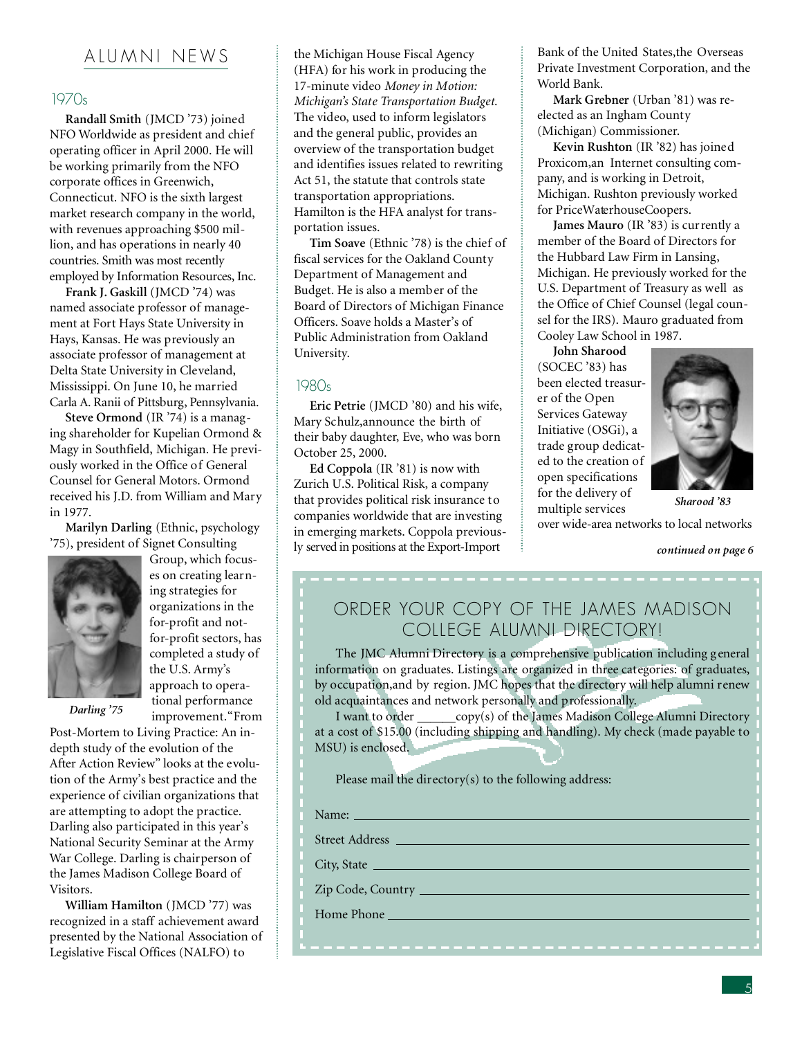# ALUMNI NEWS

## 1970s

**Randall Smith** (JMCD '73) joined NFO Worldwide as president and chief operating officer in April 2000. He will be working primarily from the NFO corporate offices in Greenwich, Connecticut. NFO is the sixth largest market research company in the world, with revenues approaching $500 million, and has operations in nearly 40 countries. Smith was most recently employed by Information Resources, Inc.

**Frank J. Gaskill** (JMCD '74) was named associate professor of management at Fort Hays State University in Hays, Kansas. He was previously an associate professor of management at Delta State University in Cleveland, Mississippi. On June 10, he married Carla A. Ranii of Pittsburg, Pennsylvania.

**Steve Ormond** (IR '74) is a managing shareholder for Kupelian Ormond & Magy in Southfield, Michigan. He previously worked in the Office of General Counsel for General Motors. Ormond received his J.D. from William and Mary in 1977.

**Marilyn Darling** (Ethnic, psychology '75), president of Signet Consulting Group, which focuses on creating learning strategies for organizations in the for-profit and not-for-profit sectors, has completed a study of the U.S. Army's approach to operational performance improvement. "From Post-Mortem to Living Practice: An in-depth study of the evolution of the After Action Review" looks at the evolution of the Army's best practice and the experience of civilian organizations that are attempting to adopt the practice. Darling also participated in this year's National Security Seminar at the Army War College. Darling is chairperson of the James Madison College Board of Visitors.

*Darling '75*

**William Hamilton** (JMCD '77) was recognized in a staff achievement award presented by the National Association of Legislative Fiscal Offices (NALFO) to the Michigan House Fiscal Agency (HFA) for his work in producing the 17-minute video *Money in Motion: Michigan's State Transportation Budget*. The video, used to inform legislators and the general public, provides an overview of the transportation budget and identifies issues related to rewriting Act 51, the statute that controls state transportation appropriations. Hamilton is the HFA analyst for transportation issues.

**Tim Soave** (Ethnic '78) is the chief of fiscal services for the Oakland County Department of Management and Budget. He is also a member of the Board of Directors of Michigan Finance Officers. Soave holds a Master's of Public Administration from Oakland University.

## 1980s

**Eric Petrie** (JMCD '80) and his wife, Mary Schulz, announce the birth of their baby daughter, Eve, who was born October 25, 2000.

**Ed Coppola** (IR '81) is now with Zurich U.S. Political Risk, a company that provides political risk insurance to companies worldwide that are investing in emerging markets. Coppola previously served in positions at the Export-Import Bank of the United States, the Overseas Private Investment Corporation, and the World Bank.

**Mark Grebner** (Urban '81) was re-elected as an Ingham County (Michigan) Commissioner.

**Kevin Rushton** (IR '82) has joined Proxicom, an Internet consulting company, and is working in Detroit, Michigan. Rushton previously worked for PriceWaterhouseCoopers.

**James Mauro** (IR '83) is currently a member of the Board of Directors for the Hubbard Law Firm in Lansing, Michigan. He previously worked for the U.S. Department of Treasury as well as the Office of Chief Counsel (legal counsel for the IRS). Mauro graduated from Cooley Law School in 1987.

**John Sharood** (SOCEC '83) has been elected treasurer of the Open Services Gateway Initiative (OSGi), a trade group dedicated to the creation of open specifications for the delivery of multiple services over wide-area networks to local networks

*Sharood '83*

***continued on page 6***

---

## ORDER YOUR COPY OF THE JAMES MADISON COLLEGE ALUMNI DIRECTORY!

The JMC Alumni Directory is a comprehensive publication including general information on graduates. Listings are organized in three categories: of graduates, by occupation, and by region. JMC hopes that the directory will help alumni renew old acquaintances and network personally and professionally.

I want to order ______copy(s) of the James Madison College Alumni Directory at a cost of $15.00 (including shipping and handling). My check (made payable to MSU) is enclosed.

Please mail the directory(s) to the following address:

Name: ____________________

Street Address ____________________

City, State ____________________

Zip Code, Country ____________________

Home Phone ____________________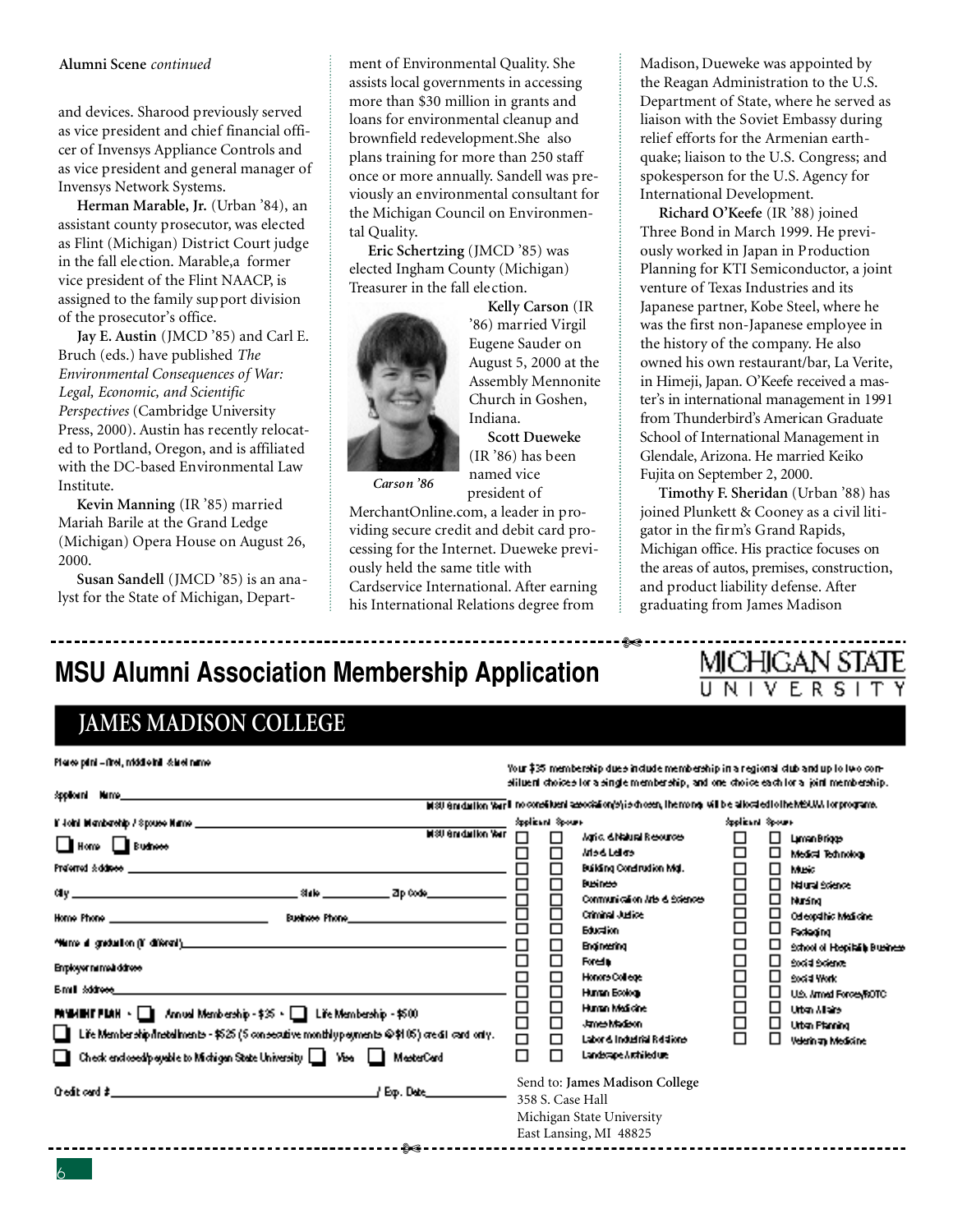Alumni Scene *continued*

and devices. Sharood previously served as vice president and chief financial officer of Invensys Appliance Controls and as vice president and general manager of Invensys Network Systems.

**Herman Marable, Jr.** (Urban '84), an assistant county prosecutor, was elected as Flint (Michigan) District Court judge in the fall election. Marable,a former vice president of the Flint NAACP, is assigned to the family support division of the prosecutor's office.

**Jay E. Austin** (JMCD '85) and Carl E. Bruch (eds.) have published *The Environmental Consequences of War: Legal, Economic, and Scientific Perspectives* (Cambridge University Press, 2000). Austin has recently relocated to Portland, Oregon, and is affiliated with the DC-based Environmental Law Institute.

**Kevin Manning** (IR '85) married Mariah Barile at the Grand Ledge (Michigan) Opera House on August 26, 2000.

**Susan Sandell** (JMCD '85) is an analyst for the State of Michigan, Department of Environmental Quality. She assists local governments in accessing more than $30 million in grants and loans for environmental cleanup and brownfield redevelopment.She also plans training for more than 250 staff once or more annually. Sandell was previously an environmental consultant for the Michigan Council on Environmental Quality.

**Eric Schertzing** (JMCD '85) was elected Ingham County (Michigan) Treasurer in the fall election.

*Carson '86*

**Kelly Carson** (IR '86) married Virgil Eugene Sauder on August 5, 2000 at the Assembly Mennonite Church in Goshen, Indiana.

**Scott Dueweke** (IR '86) has been named vice president of MerchantOnline.com, a leader in providing secure credit and debit card processing for the Internet. Dueweke previously held the same title with Cardservice International. After earning his International Relations degree from Madison, Dueweke was appointed by the Reagan Administration to the U.S. Department of State, where he served as liaison with the Soviet Embassy during relief efforts for the Armenian earthquake; liaison to the U.S. Congress; and spokesperson for the U.S. Agency for International Development.

**Richard O'Keefe** (IR '88) joined Three Bond in March 1999. He previously worked in Japan in Production Planning for KTI Semiconductor, a joint venture of Texas Industries and its Japanese partner, Kobe Steel, where he was the first non-Japanese employee in the history of the company. He also owned his own restaurant/bar, La Verite, in Himeji, Japan. O'Keefe received a master's in international management in 1991 from Thunderbird's American Graduate School of International Management in Glendale, Arizona. He married Keiko Fujita on September 2, 2000.

**Timothy F. Sheridan** (Urban '88) has joined Plunkett & Cooney as a civil litigator in the firm's Grand Rapids, Michigan office. His practice focuses on the areas of autos, premises, construction, and product liability defense. After graduating from James Madison

---

## MSU Alumni Association Membership Application

MICHIGAN STATE UNIVERSITY

### JAMES MADISON COLLEGE

Please print – first, middle initial & last name

Applicant Name ____________ MSU Graduation Year ____

If Joint Membership / Spouse Name ____________ MSU Graduation Year ____

☐ Home ☐ Business

Preferred Address ____________

City ____________ State ______ Zip Code ______

Home Phone ____________ Business Phone ____________

*Name at graduation (if different) ____________

Employer name/address ____________

E-mail Address ____________

PAYMENT PLAN • ☐ Annual Membership - $35 • ☐ Life Membership - $500

☐ Life Membership/Installments - $525 (5 consecutive monthly payments @ $105) credit card only.

☐ Check enclosed/payable to Michigan State University ☐ Visa ☐ MasterCard

Credit card # ____________ / Exp. Date ______

Your $35 membership dues include membership in a regional club and up to two constituent choices for a single membership, and one choice each for a joint membership. If no constituent association(s) is chosen, the money will be allocated to the MSUAA for programs.

| Applicant | Spouse | | Applicant | Spouse | |
|---|---|---|---|---|---|
| ☐ | ☐ | Agric. & Natural Resources | ☐ | ☐ | Lyman Briggs |
| ☐ | ☐ | Arts & Letters | ☐ | ☐ | Medical Technology |
| ☐ | ☐ | Building Construction Mgt. | ☐ | ☐ | Music |
| ☐ | ☐ | Business | ☐ | ☐ | Natural Science |
| ☐ | ☐ | Communication Arts & Sciences | ☐ | ☐ | Nursing |
| ☐ | ☐ | Criminal Justice | ☐ | ☐ | Osteopathic Medicine |
| ☐ | ☐ | Education | ☐ | ☐ | Packaging |
| ☐ | ☐ | Engineering | ☐ | ☐ | School of Hospitality Business |
| ☐ | ☐ | Forestry | ☐ | ☐ | Social Science |
| ☐ | ☐ | Honors College | ☐ | ☐ | Social Work |
| ☐ | ☐ | Human Ecology | ☐ | ☐ | U.S. Armed Forces/ROTC |
| ☐ | ☐ | Human Medicine | ☐ | ☐ | Urban Affairs |
| ☐ | ☐ | James Madison | ☐ | ☐ | Urban Planning |
| ☐ | ☐ | Labor & Industrial Relations | ☐ | ☐ | Veterinary Medicine |
| ☐ | ☐ | Landscape Architecture | | | |

Send to: **James Madison College**
358 S. Case Hall
Michigan State University
East Lansing, MI 48825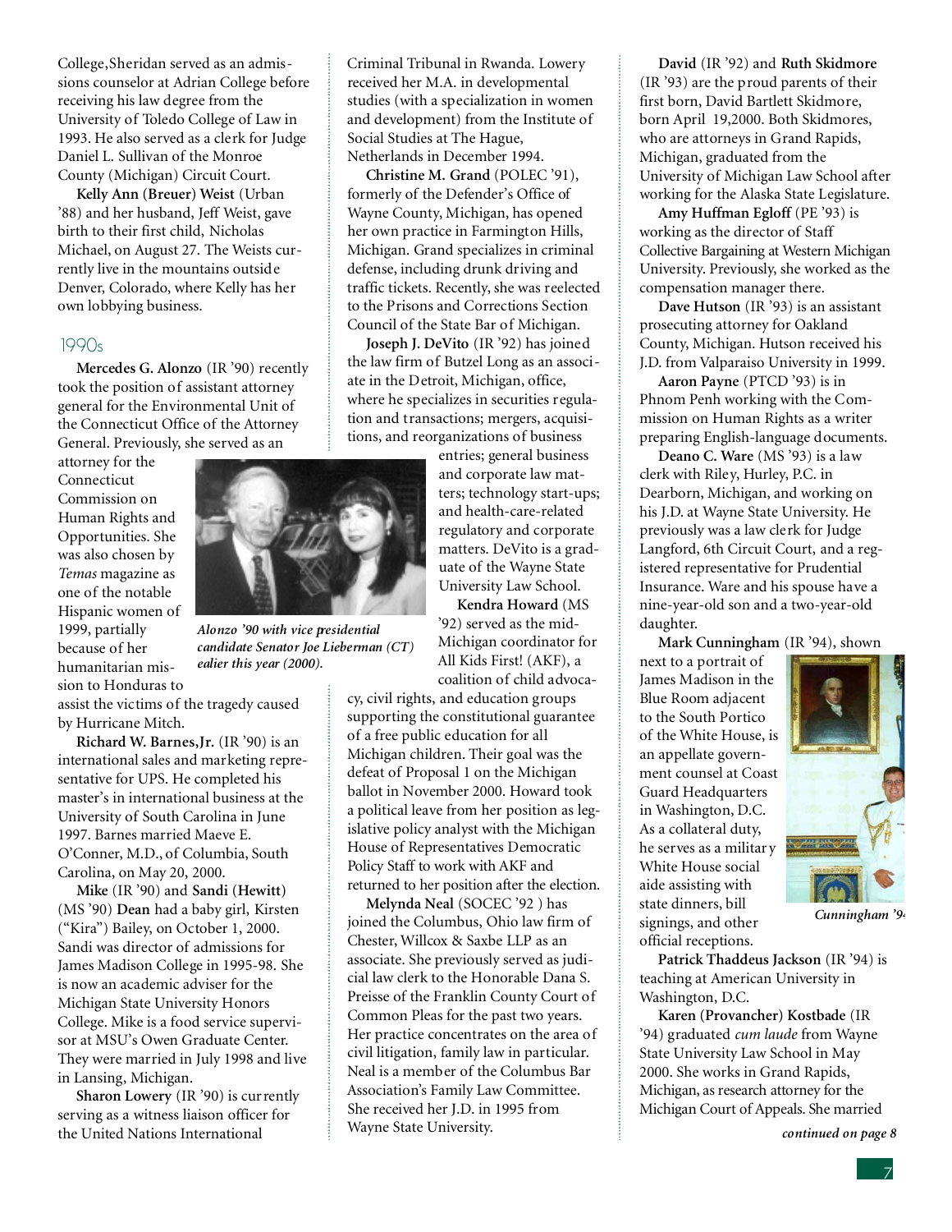College, Sheridan served as an admissions counselor at Adrian College before receiving his law degree from the University of Toledo College of Law in 1993. He also served as a clerk for Judge Daniel L. Sullivan of the Monroe County (Michigan) Circuit Court.

**Kelly Ann (Breuer) Weist** (Urban '88) and her husband, Jeff Weist, gave birth to their first child, Nicholas Michael, on August 27. The Weists currently live in the mountains outside Denver, Colorado, where Kelly has her own lobbying business.

## 1990s

**Mercedes G. Alonzo** (IR '90) recently took the position of assistant attorney general for the Environmental Unit of the Connecticut Office of the Attorney General. Previously, she served as an attorney for the Connecticut Commission on Human Rights and Opportunities. She was also chosen by *Temas* magazine as one of the notable Hispanic women of 1999, partially because of her humanitarian mission to Honduras to assist the victims of the tragedy caused by Hurricane Mitch.

*Alonzo '90 with vice presidential candidate Senator Joe Lieberman (CT) ealier this year (2000).*

**Richard W. Barnes, Jr.** (IR '90) is an international sales and marketing representative for UPS. He completed his master's in international business at the University of South Carolina in June 1997. Barnes married Maeve E. O'Conner, M.D., of Columbia, South Carolina, on May 20, 2000.

**Mike** (IR '90) and **Sandi (Hewitt)** (MS '90) **Dean** had a baby girl, Kirsten ("Kira") Bailey, on October 1, 2000. Sandi was director of admissions for James Madison College in 1995-98. She is now an academic adviser for the Michigan State University Honors College. Mike is a food service supervisor at MSU's Owen Graduate Center. They were married in July 1998 and live in Lansing, Michigan.

**Sharon Lowery** (IR '90) is currently serving as a witness liaison officer for the United Nations International Criminal Tribunal in Rwanda. Lowery received her M.A. in developmental studies (with a specialization in women and development) from the Institute of Social Studies at The Hague, Netherlands in December 1994.

**Christine M. Grand** (POLEC '91), formerly of the Defender's Office of Wayne County, Michigan, has opened her own practice in Farmington Hills, Michigan. Grand specializes in criminal defense, including drunk driving and traffic tickets. Recently, she was reelected to the Prisons and Corrections Section Council of the State Bar of Michigan.

**Joseph J. DeVito** (IR '92) has joined the law firm of Butzel Long as an associate in the Detroit, Michigan, office, where he specializes in securities regulation and transactions; mergers, acquisitions, and reorganizations of business entries; general business and corporate law matters; technology start-ups; and health-care-related regulatory and corporate matters. DeVito is a graduate of the Wayne State University Law School.

**Kendra Howard** (MS '92) served as the mid-Michigan coordinator for All Kids First! (AKF), a coalition of child advocacy, civil rights, and education groups supporting the constitutional guarantee of a free public education for all Michigan children. Their goal was the defeat of Proposal 1 on the Michigan ballot in November 2000. Howard took a political leave from her position as legislative policy analyst with the Michigan House of Representatives Democratic Policy Staff to work with AKF and returned to her position after the election.

**Melynda Neal** (SOCEC '92 ) has joined the Columbus, Ohio law firm of Chester, Willcox & Saxbe LLP as an associate. She previously served as judicial law clerk to the Honorable Dana S. Preisse of the Franklin County Court of Common Pleas for the past two years. Her practice concentrates on the area of civil litigation, family law in particular. Neal is a member of the Columbus Bar Association's Family Law Committee. She received her J.D. in 1995 from Wayne State University.

**David** (IR '92) and **Ruth Skidmore** (IR '93) are the proud parents of their first born, David Bartlett Skidmore, born April 19,2000. Both Skidmores, who are attorneys in Grand Rapids, Michigan, graduated from the University of Michigan Law School after working for the Alaska State Legislature.

**Amy Huffman Egloff** (PE '93) is working as the director of Staff Collective Bargaining at Western Michigan University. Previously, she worked as the compensation manager there.

**Dave Hutson** (IR '93) is an assistant prosecuting attorney for Oakland County, Michigan. Hutson received his J.D. from Valparaiso University in 1999.

**Aaron Payne** (PTCD '93) is in Phnom Penh working with the Commission on Human Rights as a writer preparing English-language documents.

**Deano C. Ware** (MS '93) is a law clerk with Riley, Hurley, P.C. in Dearborn, Michigan, and working on his J.D. at Wayne State University. He previously was a law clerk for Judge Langford, 6th Circuit Court, and a registered representative for Prudential Insurance. Ware and his spouse have a nine-year-old son and a two-year-old daughter.

**Mark Cunningham** (IR '94), shown next to a portrait of James Madison in the Blue Room adjacent to the South Portico of the White House, is an appellate government counsel at Coast Guard Headquarters in Washington, D.C. As a collateral duty, he serves as a military White House social aide assisting with state dinners, bill signings, and other official receptions.

*Cunningham '94*

**Patrick Thaddeus Jackson** (IR '94) is teaching at American University in Washington, D.C.

**Karen (Provancher) Kostbade** (IR '94) graduated *cum laude* from Wayne State University Law School in May 2000. She works in Grand Rapids, Michigan, as research attorney for the Michigan Court of Appeals. She married

*continued on page 8*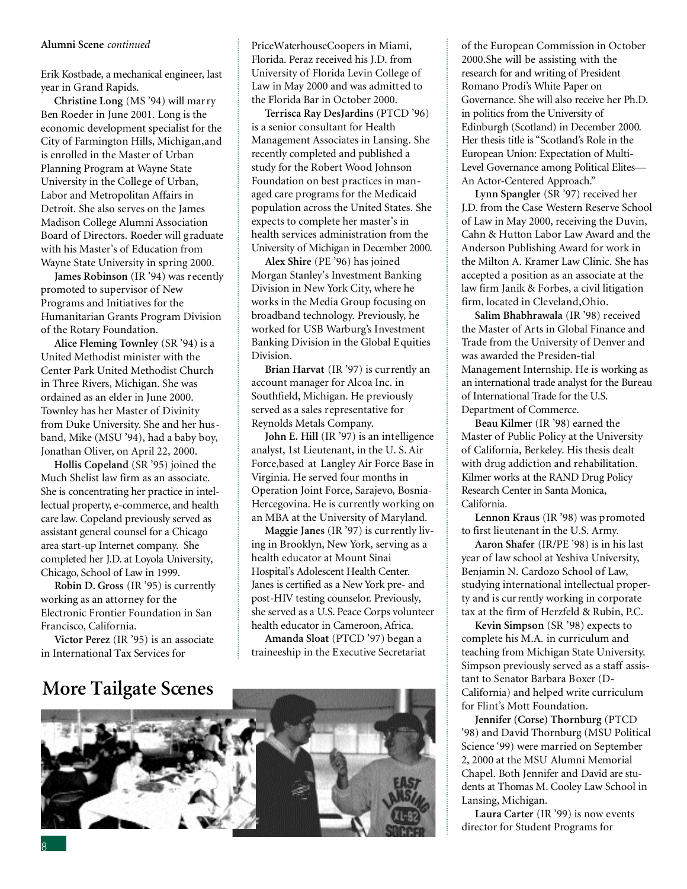**Alumni Scene** *continued*

Erik Kostbade, a mechanical engineer, last year in Grand Rapids.

**Christine Long** (MS '94) will marry Ben Roeder in June 2001. Long is the economic development specialist for the City of Farmington Hills, Michigan,and is enrolled in the Master of Urban Planning Program at Wayne State University in the College of Urban, Labor and Metropolitan Affairs in Detroit. She also serves on the James Madison College Alumni Association Board of Directors. Roeder will graduate with his Master's of Education from Wayne State University in spring 2000.

**James Robinson** (IR '94) was recently promoted to supervisor of New Programs and Initiatives for the Humanitarian Grants Program Division of the Rotary Foundation.

**Alice Fleming Townley** (SR '94) is a United Methodist minister with the Center Park United Methodist Church in Three Rivers, Michigan. She was ordained as an elder in June 2000. Townley has her Master of Divinity from Duke University. She and her husband, Mike (MSU '94), had a baby boy, Jonathan Oliver, on April 22, 2000.

**Hollis Copeland** (SR '95) joined the Much Shelist law firm as an associate. She is concentrating her practice in intellectual property, e-commerce, and health care law. Copeland previously served as assistant general counsel for a Chicago area start-up Internet company. She completed her J.D. at Loyola University, Chicago, School of Law in 1999.

**Robin D. Gross** (IR '95) is currently working as an attorney for the Electronic Frontier Foundation in San Francisco, California.

**Victor Perez** (IR '95) is an associate in International Tax Services for PriceWaterhouseCoopers in Miami, Florida. Peraz received his J.D. from University of Florida Levin College of Law in May 2000 and was admitted to the Florida Bar in October 2000.

**Terrisca Ray DesJardins** (PTCD '96) is a senior consultant for Health Management Associates in Lansing. She recently completed and published a study for the Robert Wood Johnson Foundation on best practices in managed care programs for the Medicaid population across the United States. She expects to complete her master's in health services administration from the University of Michigan in December 2000.

**Alex Shire** (PE '96) has joined Morgan Stanley's Investment Banking Division in New York City, where he works in the Media Group focusing on broadband technology. Previously, he worked for USB Warburg's Investment Banking Division in the Global Equities Division.

**Brian Harvat** (IR '97) is currently an account manager for Alcoa Inc. in Southfield, Michigan. He previously served as a sales representative for Reynolds Metals Company.

**John E. Hill** (IR '97) is an intelligence analyst, 1st Lieutenant, in the U. S. Air Force,based at Langley Air Force Base in Virginia. He served four months in Operation Joint Force, Sarajevo, Bosnia-Hercegovina. He is currently working on an MBA at the University of Maryland.

**Maggie Janes** (IR '97) is currently living in Brooklyn, New York, serving as a health educator at Mount Sinai Hospital's Adolescent Health Center. Janes is certified as a New York pre- and post-HIV testing counselor. Previously, she served as a U.S. Peace Corps volunteer health educator in Cameroon, Africa.

**Amanda Sloat** (PTCD '97) began a traineeship in the Executive Secretariat of the European Commission in October 2000.She will be assisting with the research for and writing of President Romano Prodi's White Paper on Governance. She will also receive her Ph.D. in politics from the University of Edinburgh (Scotland) in December 2000. Her thesis title is "Scotland's Role in the European Union: Expectation of Multi-Level Governance among Political Elites—An Actor-Centered Approach."

**Lynn Spangler** (SR '97) received her J.D. from the Case Western Reserve School of Law in May 2000, receiving the Duvin, Cahn & Hutton Labor Law Award and the Anderson Publishing Award for work in the Milton A. Kramer Law Clinic. She has accepted a position as an associate at the law firm Janik & Forbes, a civil litigation firm, located in Cleveland,Ohio.

**Salim Bhabhrawala** (IR '98) received the Master of Arts in Global Finance and Trade from the University of Denver and was awarded the Presiden-tial Management Internship. He is working as an international trade analyst for the Bureau of International Trade for the U.S. Department of Commerce.

**Beau Kilmer** (IR '98) earned the Master of Public Policy at the University of California, Berkeley. His thesis dealt with drug addiction and rehabilitation. Kilmer works at the RAND Drug Policy Research Center in Santa Monica, California.

**Lennon Kraus** (IR '98) was promoted to first lieutenant in the U.S. Army.

**Aaron Shafer** (IR/PE '98) is in his last year of law school at Yeshiva University, Benjamin N. Cardozo School of Law, studying international intellectual property and is currently working in corporate tax at the firm of Herzfeld & Rubin, P.C.

**Kevin Simpson** (SR '98) expects to complete his M.A. in curriculum and teaching from Michigan State University. Simpson previously served as a staff assistant to Senator Barbara Boxer (D-California) and helped write curriculum for Flint's Mott Foundation.

**Jennifer (Corse) Thornburg** (PTCD '98) and David Thornburg (MSU Political Science '99) were married on September 2, 2000 at the MSU Alumni Memorial Chapel. Both Jennifer and David are students at Thomas M. Cooley Law School in Lansing, Michigan.

**Laura Carter** (IR '99) is now events director for Student Programs for

## More Tailgate Scenes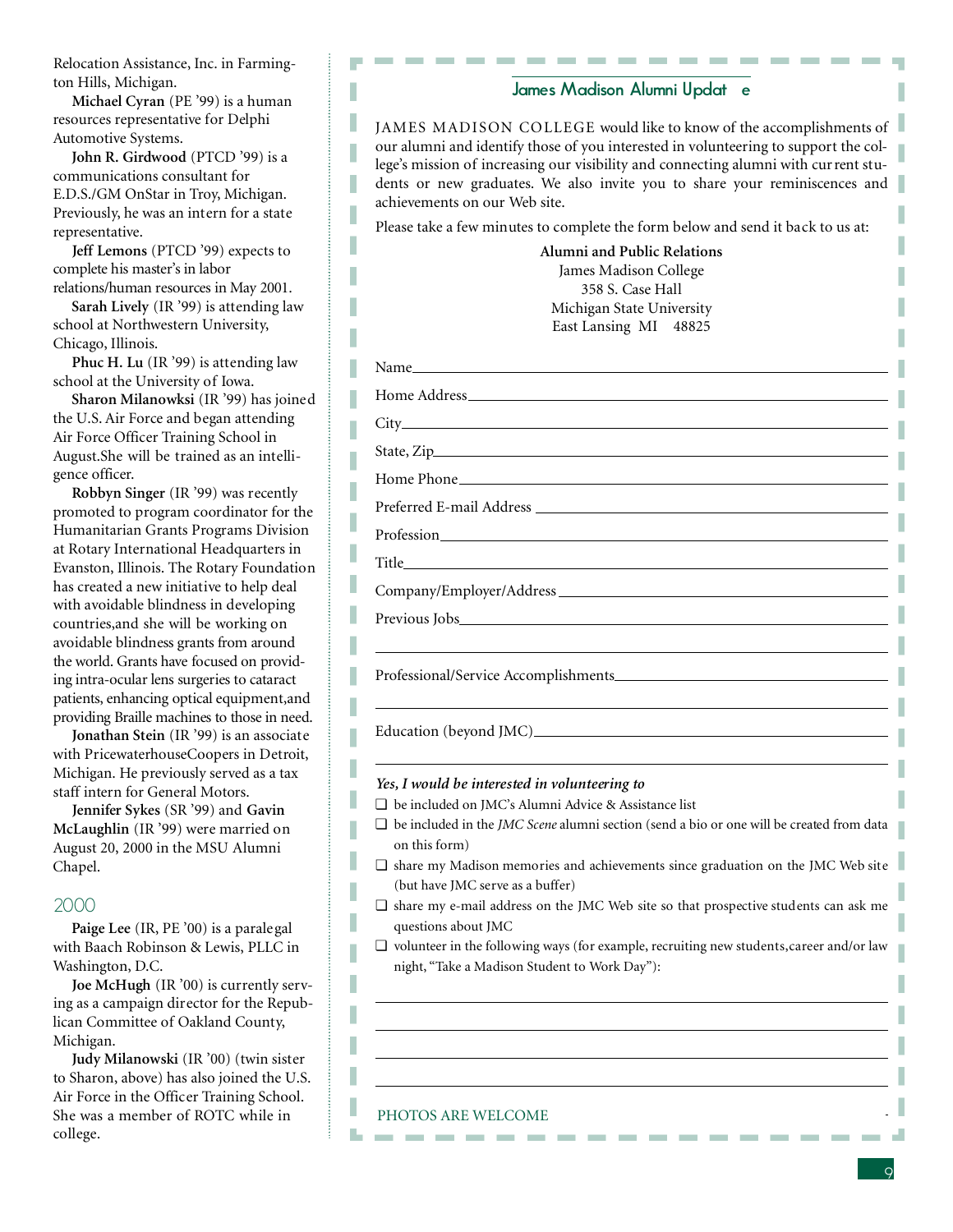Relocation Assistance, Inc. in Farmington Hills, Michigan.

**Michael Cyran** (PE '99) is a human resources representative for Delphi Automotive Systems.

**John R. Girdwood** (PTCD '99) is a communications consultant for E.D.S./GM OnStar in Troy, Michigan. Previously, he was an intern for a state representative.

**Jeff Lemons** (PTCD '99) expects to complete his master's in labor relations/human resources in May 2001.

**Sarah Lively** (IR '99) is attending law school at Northwestern University, Chicago, Illinois.

**Phuc H. Lu** (IR '99) is attending law school at the University of Iowa.

**Sharon Milanowksi** (IR '99) has joined the U.S. Air Force and began attending Air Force Officer Training School in August.She will be trained as an intelligence officer.

**Robbyn Singer** (IR '99) was recently promoted to program coordinator for the Humanitarian Grants Programs Division at Rotary International Headquarters in Evanston, Illinois. The Rotary Foundation has created a new initiative to help deal with avoidable blindness in developing countries,and she will be working on avoidable blindness grants from around the world. Grants have focused on providing intra-ocular lens surgeries to cataract patients, enhancing optical equipment,and providing Braille machines to those in need.

**Jonathan Stein** (IR '99) is an associate with PricewaterhouseCoopers in Detroit, Michigan. He previously served as a tax staff intern for General Motors.

**Jennifer Sykes** (SR '99) and **Gavin McLaughlin** (IR '99) were married on August 20, 2000 in the MSU Alumni Chapel.

## 2000

**Paige Lee** (IR, PE '00) is a paralegal with Baach Robinson & Lewis, PLLC in Washington, D.C.

**Joe McHugh** (IR '00) is currently serving as a campaign director for the Republican Committee of Oakland County, Michigan.

**Judy Milanowski** (IR '00) (twin sister to Sharon, above) has also joined the U.S. Air Force in the Officer Training School. She was a member of ROTC while in college.

## James Madison Alumni Update

JAMES MADISON COLLEGE would like to know of the accomplishments of our alumni and identify those of you interested in volunteering to support the college's mission of increasing our visibility and connecting alumni with current students or new graduates. We also invite you to share your reminiscences and achievements on our Web site.

Please take a few minutes to complete the form below and send it back to us at:

**Alumni and Public Relations**
James Madison College
358 S. Case Hall
Michigan State University
East Lansing MI 48825

Name\_\_\_\_\_\_\_\_\_\_\_\_\_\_\_\_\_\_\_\_

Home Address\_\_\_\_\_\_\_\_\_\_\_\_\_\_\_\_\_\_\_\_

City\_\_\_\_\_\_\_\_\_\_\_\_\_\_\_\_\_\_\_\_

State, Zip\_\_\_\_\_\_\_\_\_\_\_\_\_\_\_\_\_\_\_\_

Home Phone\_\_\_\_\_\_\_\_\_\_\_\_\_\_\_\_\_\_\_\_

Preferred E-mail Address \_\_\_\_\_\_\_\_\_\_\_\_\_\_\_\_\_\_\_\_

Profession\_\_\_\_\_\_\_\_\_\_\_\_\_\_\_\_\_\_\_\_

Title\_\_\_\_\_\_\_\_\_\_\_\_\_\_\_\_\_\_\_\_

Company/Employer/Address \_\_\_\_\_\_\_\_\_\_\_\_\_\_\_\_\_\_\_\_

Previous Jobs\_\_\_\_\_\_\_\_\_\_\_\_\_\_\_\_\_\_\_\_

Professional/Service Accomplishments\_\_\_\_\_\_\_\_\_\_\_\_\_\_\_\_\_\_\_\_

Education (beyond JMC)\_\_\_\_\_\_\_\_\_\_\_\_\_\_\_\_\_\_\_\_

***Yes, I would be interested in volunteering to***

- ❑ be included on JMC's Alumni Advice & Assistance list
- ❑ be included in the *JMC Scene* alumni section (send a bio or one will be created from data on this form)
- ❑ share my Madison memories and achievements since graduation on the JMC Web site (but have JMC serve as a buffer)
- ❑ share my e-mail address on the JMC Web site so that prospective students can ask me questions about JMC
- ❑ volunteer in the following ways (for example, recruiting new students,career and/or law night, "Take a Madison Student to Work Day"):

PHOTOS ARE WELCOME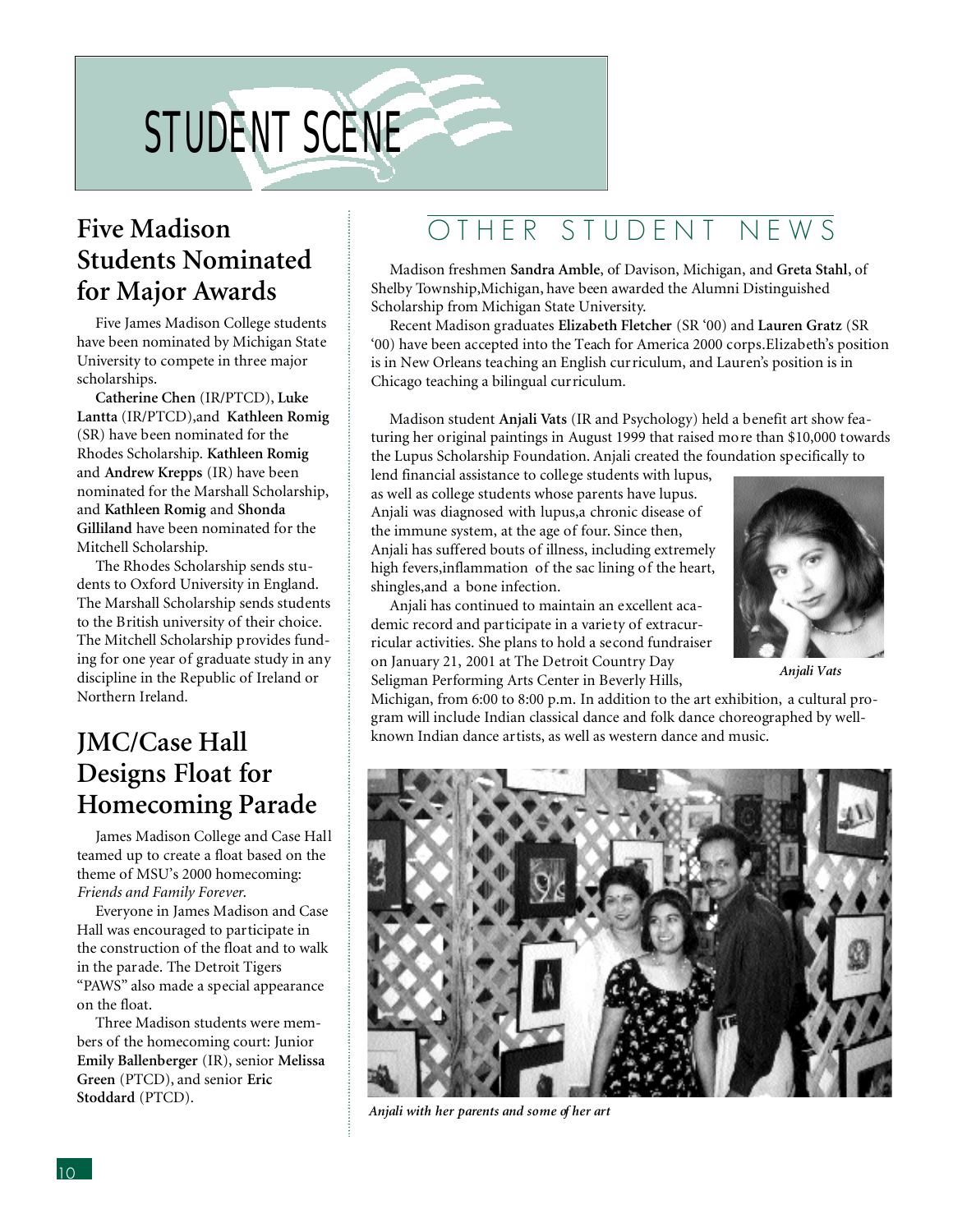# STUDENT SCENE

## Five Madison Students Nominated for Major Awards

Five James Madison College students have been nominated by Michigan State University to compete in three major scholarships.

**Catherine Chen** (IR/PTCD), **Luke Lantta** (IR/PTCD),and **Kathleen Romig** (SR) have been nominated for the Rhodes Scholarship. **Kathleen Romig** and **Andrew Krepps** (IR) have been nominated for the Marshall Scholarship, and **Kathleen Romig** and **Shonda Gilliland** have been nominated for the Mitchell Scholarship.

The Rhodes Scholarship sends students to Oxford University in England. The Marshall Scholarship sends students to the British university of their choice. The Mitchell Scholarship provides funding for one year of graduate study in any discipline in the Republic of Ireland or Northern Ireland.

## JMC/Case Hall Designs Float for Homecoming Parade

James Madison College and Case Hall teamed up to create a float based on the theme of MSU's 2000 homecoming: *Friends and Family Forever.*

Everyone in James Madison and Case Hall was encouraged to participate in the construction of the float and to walk in the parade. The Detroit Tigers "PAWS" also made a special appearance on the float.

Three Madison students were members of the homecoming court: Junior **Emily Ballenberger** (IR), senior **Melissa Green** (PTCD), and senior **Eric Stoddard** (PTCD).

## OTHER STUDENT NEWS

Madison freshmen **Sandra Amble**, of Davison, Michigan, and **Greta Stahl**, of Shelby Township,Michigan, have been awarded the Alumni Distinguished Scholarship from Michigan State University.

Recent Madison graduates **Elizabeth Fletcher** (SR '00) and **Lauren Gratz** (SR '00) have been accepted into the Teach for America 2000 corps.Elizabeth's position is in New Orleans teaching an English curriculum, and Lauren's position is in Chicago teaching a bilingual curriculum.

Madison student **Anjali Vats** (IR and Psychology) held a benefit art show featuring her original paintings in August 1999 that raised more than $10,000 towards the Lupus Scholarship Foundation. Anjali created the foundation specifically to lend financial assistance to college students with lupus, as well as college students whose parents have lupus. Anjali was diagnosed with lupus,a chronic disease of the immune system, at the age of four. Since then, Anjali has suffered bouts of illness, including extremely high fevers,inflammation of the sac lining of the heart, shingles,and a bone infection.

Anjali has continued to maintain an excellent academic record and participate in a variety of extracurricular activities. She plans to hold a second fundraiser on January 21, 2001 at The Detroit Country Day Seligman Performing Arts Center in Beverly Hills, Michigan, from 6:00 to 8:00 p.m. In addition to the art exhibition, a cultural program will include Indian classical dance and folk dance choreographed by well-known Indian dance artists, as well as western dance and music.

*Anjali Vats*

*Anjali with her parents and some of her art*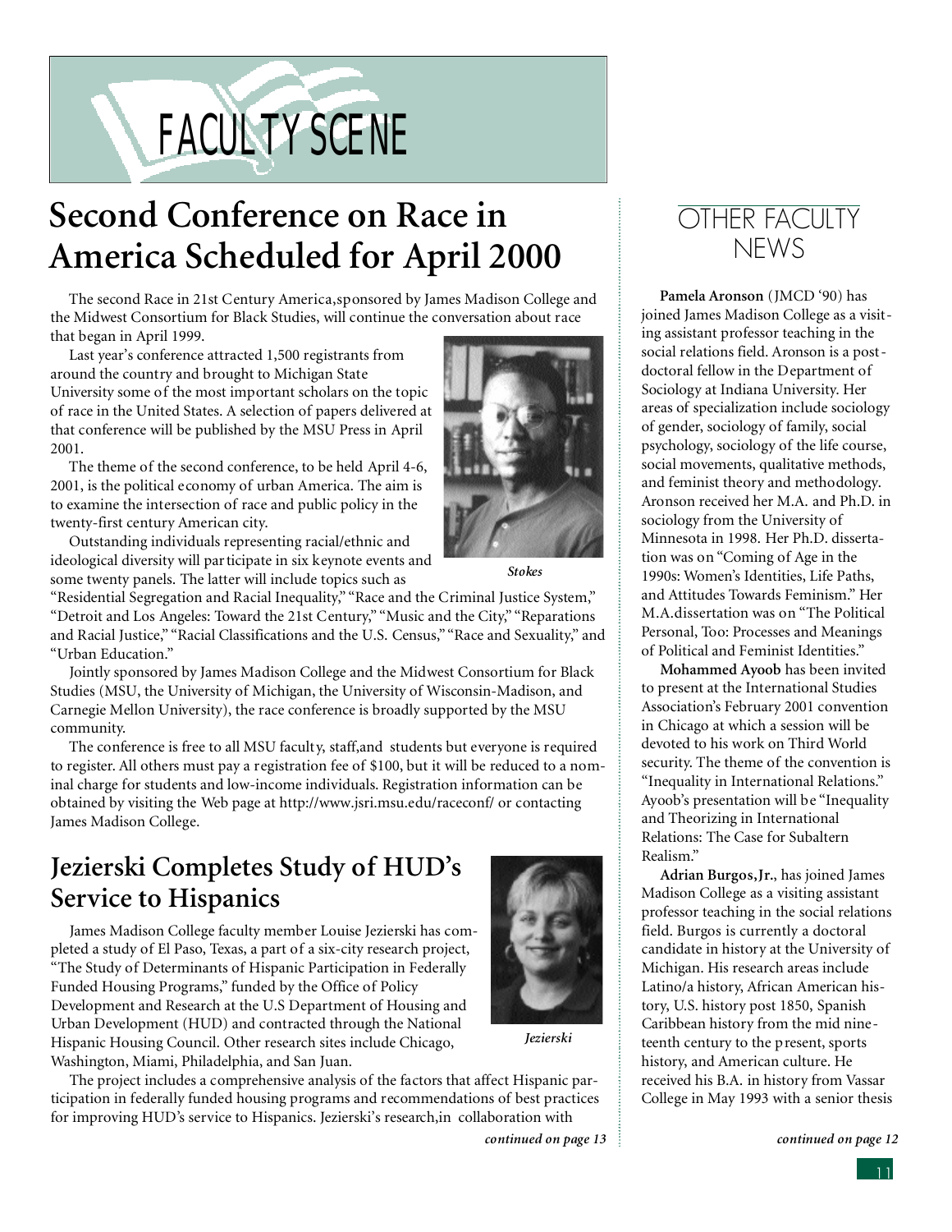# FACULTY SCENE

## Second Conference on Race in America Scheduled for April 2000

The second Race in 21st Century America, sponsored by James Madison College and the Midwest Consortium for Black Studies, will continue the conversation about race that began in April 1999.

Last year's conference attracted 1,500 registrants from around the country and brought to Michigan State University some of the most important scholars on the topic of race in the United States. A selection of papers delivered at that conference will be published by the MSU Press in April 2001.

The theme of the second conference, to be held April 4-6, 2001, is the political economy of urban America. The aim is to examine the intersection of race and public policy in the twenty-first century American city.

*Stokes*

Outstanding individuals representing racial/ethnic and ideological diversity will participate in six keynote events and some twenty panels. The latter will include topics such as "Residential Segregation and Racial Inequality," "Race and the Criminal Justice System," "Detroit and Los Angeles: Toward the 21st Century," "Music and the City," "Reparations and Racial Justice," "Racial Classifications and the U.S. Census," "Race and Sexuality," and "Urban Education."

Jointly sponsored by James Madison College and the Midwest Consortium for Black Studies (MSU, the University of Michigan, the University of Wisconsin-Madison, and Carnegie Mellon University), the race conference is broadly supported by the MSU community.

The conference is free to all MSU faculty, staff, and students but everyone is required to register. All others must pay a registration fee of $100, but it will be reduced to a nominal charge for students and low-income individuals. Registration information can be obtained by visiting the Web page at http://www.jsri.msu.edu/raceconf/ or contacting James Madison College.

## Jezierski Completes Study of HUD's Service to Hispanics

*Jezierski*

James Madison College faculty member Louise Jezierski has completed a study of El Paso, Texas, a part of a six-city research project, "The Study of Determinants of Hispanic Participation in Federally Funded Housing Programs," funded by the Office of Policy Development and Research at the U.S Department of Housing and Urban Development (HUD) and contracted through the National Hispanic Housing Council. Other research sites include Chicago, Washington, Miami, Philadelphia, and San Juan.

The project includes a comprehensive analysis of the factors that affect Hispanic participation in federally funded housing programs and recommendations of best practices for improving HUD's service to Hispanics. Jezierski's research, in collaboration with

***continued on page 13***

## OTHER FACULTY NEWS

**Pamela Aronson** (JMCD '90) has joined James Madison College as a visiting assistant professor teaching in the social relations field. Aronson is a post-doctoral fellow in the Department of Sociology at Indiana University. Her areas of specialization include sociology of gender, sociology of family, social psychology, sociology of the life course, social movements, qualitative methods, and feminist theory and methodology. Aronson received her M.A. and Ph.D. in sociology from the University of Minnesota in 1998. Her Ph.D. dissertation was on "Coming of Age in the 1990s: Women's Identities, Life Paths, and Attitudes Towards Feminism." Her M.A. dissertation was on "The Political Personal, Too: Processes and Meanings of Political and Feminist Identities."

**Mohammed Ayoob** has been invited to present at the International Studies Association's February 2001 convention in Chicago at which a session will be devoted to his work on Third World security. The theme of the convention is "Inequality in International Relations." Ayoob's presentation will be "Inequality and Theorizing in International Relations: The Case for Subaltern Realism."

**Adrian Burgos, Jr.**, has joined James Madison College as a visiting assistant professor teaching in the social relations field. Burgos is currently a doctoral candidate in history at the University of Michigan. His research areas include Latino/a history, African American history, U.S. history post 1850, Spanish Caribbean history from the mid nineteenth century to the present, sports history, and American culture. He received his B.A. in history from Vassar College in May 1993 with a senior thesis

***continued on page 12***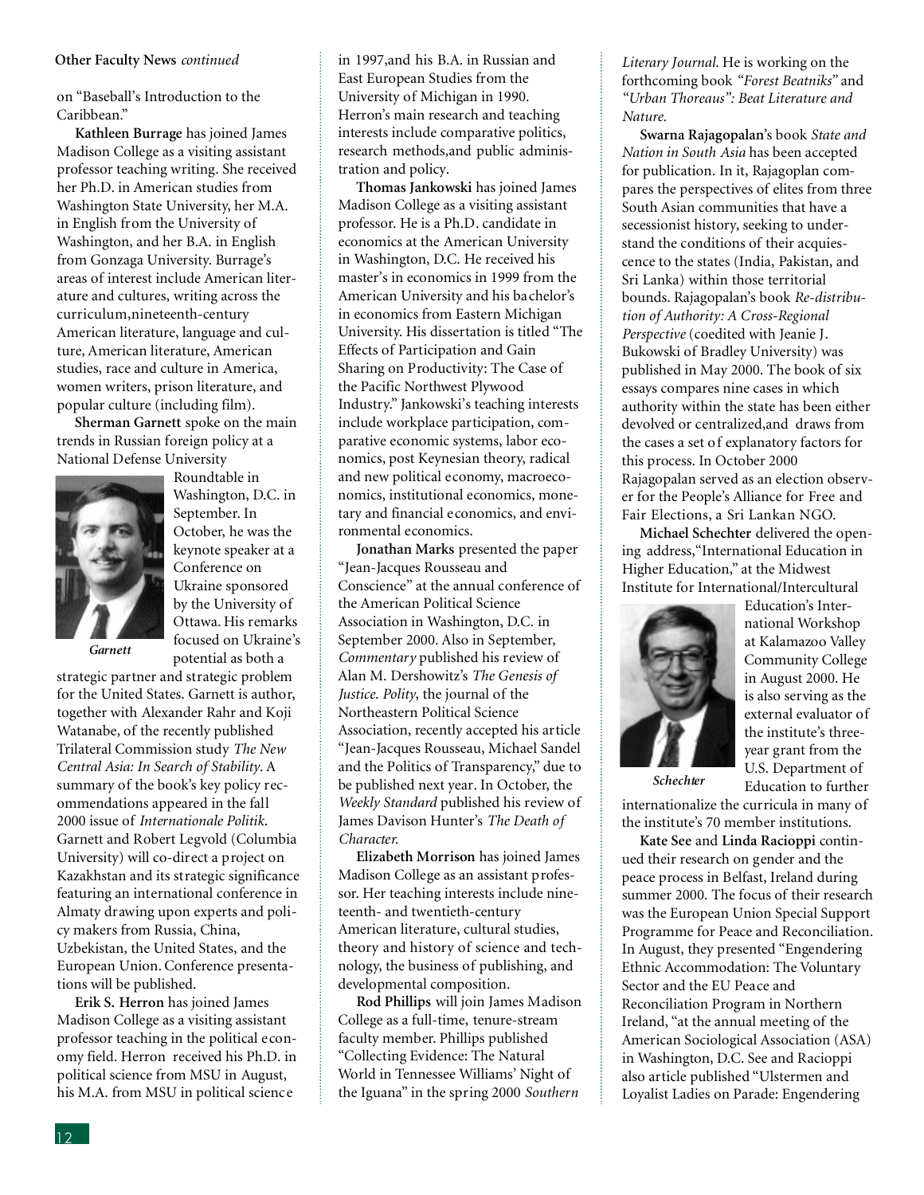**Other Faculty News** *continued*

on "Baseball's Introduction to the Caribbean."

**Kathleen Burrage** has joined James Madison College as a visiting assistant professor teaching writing. She received her Ph.D. in American studies from Washington State University, her M.A. in English from the University of Washington, and her B.A. in English from Gonzaga University. Burrage's areas of interest include American literature and cultures, writing across the curriculum,nineteenth-century American literature, language and culture, American literature, American studies, race and culture in America, women writers, prison literature, and popular culture (including film).

**Sherman Garnett** spoke on the main trends in Russian foreign policy at a National Defense University Roundtable in Washington, D.C. in September. In October, he was the keynote speaker at a Conference on Ukraine sponsored by the University of Ottawa. His remarks focused on Ukraine's potential as both a strategic partner and strategic problem for the United States. Garnett is author, together with Alexander Rahr and Koji Watanabe, of the recently published Trilateral Commission study *The New Central Asia: In Search of Stability*. A summary of the book's key policy recommendations appeared in the fall 2000 issue of *Internationale Politik*. Garnett and Robert Legvold (Columbia University) will co-direct a project on Kazakhstan and its strategic significance featuring an international conference in Almaty drawing upon experts and policy makers from Russia, China, Uzbekistan, the United States, and the European Union. Conference presentations will be published.

*Garnett*

**Erik S. Herron** has joined James Madison College as a visiting assistant professor teaching in the political economy field. Herron received his Ph.D. in political science from MSU in August, his M.A. from MSU in political science in 1997,and his B.A. in Russian and East European Studies from the University of Michigan in 1990. Herron's main research and teaching interests include comparative politics, research methods,and public administration and policy.

**Thomas Jankowski** has joined James Madison College as a visiting assistant professor. He is a Ph.D. candidate in economics at the American University in Washington, D.C. He received his master's in economics in 1999 from the American University and his bachelor's in economics from Eastern Michigan University. His dissertation is titled "The Effects of Participation and Gain Sharing on Productivity: The Case of the Pacific Northwest Plywood Industry." Jankowski's teaching interests include workplace participation, comparative economic systems, labor economics, post Keynesian theory, radical and new political economy, macroeconomics, institutional economics, monetary and financial economics, and environmental economics.

**Jonathan Marks** presented the paper "Jean-Jacques Rousseau and Conscience" at the annual conference of the American Political Science Association in Washington, D.C. in September 2000. Also in September, *Commentary* published his review of Alan M. Dershowitz's *The Genesis of Justice*. *Polity*, the journal of the Northeastern Political Science Association, recently accepted his article "Jean-Jacques Rousseau, Michael Sandel and the Politics of Transparency," due to be published next year. In October, the *Weekly Standard* published his review of James Davison Hunter's *The Death of Character.*

**Elizabeth Morrison** has joined James Madison College as an assistant professor. Her teaching interests include nineteenth- and twentieth-century American literature, cultural studies, theory and history of science and technology, the business of publishing, and developmental composition.

**Rod Phillips** will join James Madison College as a full-time, tenure-stream faculty member. Phillips published "Collecting Evidence: The Natural World in Tennessee Williams' Night of the Iguana" in the spring 2000 *Southern Literary Journal*. He is working on the forthcoming book *"Forest Beatniks"* and *"Urban Thoreaus": Beat Literature and Nature.*

**Swarna Rajagopalan**'s book *State and Nation in South Asia* has been accepted for publication. In it, Rajagoplan compares the perspectives of elites from three South Asian communities that have a secessionist history, seeking to understand the conditions of their acquiescence to the states (India, Pakistan, and Sri Lanka) within those territorial bounds. Rajagopalan's book *Re-distribution of Authority: A Cross-Regional Perspective* (coedited with Jeanie J. Bukowski of Bradley University) was published in May 2000. The book of six essays compares nine cases in which authority within the state has been either devolved or centralized,and draws from the cases a set of explanatory factors for this process. In October 2000 Rajagopalan served as an election observer for the People's Alliance for Free and Fair Elections, a Sri Lankan NGO.

**Michael Schechter** delivered the opening address,"International Education in Higher Education," at the Midwest Institute for International/Intercultural Education's International Workshop at Kalamazoo Valley Community College in August 2000. He is also serving as the external evaluator of the institute's three-year grant from the U.S. Department of Education to further internationalize the curricula in many of the institute's 70 member institutions.

*Schechter*

**Kate See** and **Linda Racioppi** continued their research on gender and the peace process in Belfast, Ireland during summer 2000. The focus of their research was the European Union Special Support Programme for Peace and Reconciliation. In August, they presented "Engendering Ethnic Accommodation: The Voluntary Sector and the EU Peace and Reconciliation Program in Northern Ireland, "at the annual meeting of the American Sociological Association (ASA) in Washington, D.C. See and Racioppi also article published "Ulstermen and Loyalist Ladies on Parade: Engendering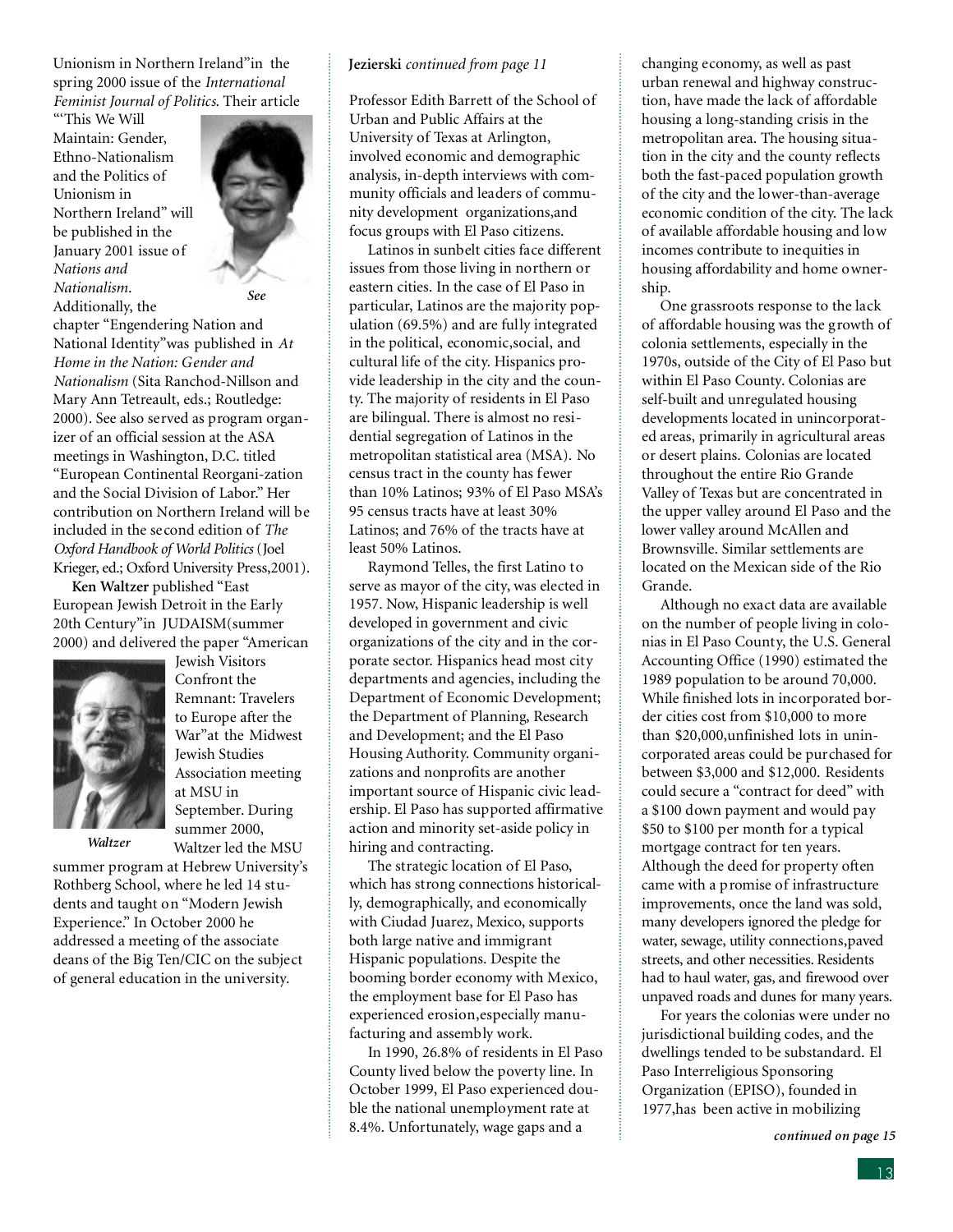Unionism in Northern Ireland" in the spring 2000 issue of the *International Feminist Journal of Politics*. Their article "'This We Will Maintain: Gender, Ethno-Nationalism and the Politics of Unionism in Northern Ireland" will be published in the January 2001 issue of *Nations and Nationalism*. Additionally, the chapter "Engendering Nation and National Identity" was published in *At Home in the Nation: Gender and Nationalism* (Sita Ranchod-Nillson and Mary Ann Tetreault, eds.; Routledge: 2000). See also served as program organizer of an official session at the ASA meetings in Washington, D.C. titled "European Continental Reorgani-zation and the Social Division of Labor." Her contribution on Northern Ireland will be included in the second edition of *The Oxford Handbook of World Politics* (Joel Krieger, ed.; Oxford University Press, 2001).

*See*

**Ken Waltzer** published "East European Jewish Detroit in the Early 20th Century" in JUDAISM (summer 2000) and delivered the paper "American Jewish Visitors Confront the Remnant: Travelers to Europe after the War" at the Midwest Jewish Studies Association meeting at MSU in September. During summer 2000, Waltzer led the MSU summer program at Hebrew University's Rothberg School, where he led 14 students and taught on "Modern Jewish Experience." In October 2000 he addressed a meeting of the associate deans of the Big Ten/CIC on the subject of general education in the university.

*Waltzer*

**Jezierski** *continued from page 11*

Professor Edith Barrett of the School of Urban and Public Affairs at the University of Texas at Arlington, involved economic and demographic analysis, in-depth interviews with community officials and leaders of community development organizations, and focus groups with El Paso citizens.

Latinos in sunbelt cities face different issues from those living in northern or eastern cities. In the case of El Paso in particular, Latinos are the majority population (69.5%) and are fully integrated in the political, economic, social, and cultural life of the city. Hispanics provide leadership in the city and the county. The majority of residents in El Paso are bilingual. There is almost no residential segregation of Latinos in the metropolitan statistical area (MSA). No census tract in the county has fewer than 10% Latinos; 93% of El Paso MSA's 95 census tracts have at least 30% Latinos; and 76% of the tracts have at least 50% Latinos.

Raymond Telles, the first Latino to serve as mayor of the city, was elected in 1957. Now, Hispanic leadership is well developed in government and civic organizations of the city and in the corporate sector. Hispanics head most city departments and agencies, including the Department of Economic Development; the Department of Planning, Research and Development; and the El Paso Housing Authority. Community organizations and nonprofits are another important source of Hispanic civic leadership. El Paso has supported affirmative action and minority set-aside policy in hiring and contracting.

The strategic location of El Paso, which has strong connections historically, demographically, and economically with Ciudad Juarez, Mexico, supports both large native and immigrant Hispanic populations. Despite the booming border economy with Mexico, the employment base for El Paso has experienced erosion, especially manufacturing and assembly work.

In 1990, 26.8% of residents in El Paso County lived below the poverty line. In October 1999, El Paso experienced double the national unemployment rate at 8.4%. Unfortunately, wage gaps and a changing economy, as well as past urban renewal and highway construction, have made the lack of affordable housing a long-standing crisis in the metropolitan area. The housing situation in the city and the county reflects both the fast-paced population growth of the city and the lower-than-average economic condition of the city. The lack of available affordable housing and low incomes contribute to inequities in housing affordability and home ownership.

One grassroots response to the lack of affordable housing was the growth of colonia settlements, especially in the 1970s, outside of the City of El Paso but within El Paso County. Colonias are self-built and unregulated housing developments located in unincorporated areas, primarily in agricultural areas or desert plains. Colonias are located throughout the entire Rio Grande Valley of Texas but are concentrated in the upper valley around El Paso and the lower valley around McAllen and Brownsville. Similar settlements are located on the Mexican side of the Rio Grande.

Although no exact data are available on the number of people living in colonias in El Paso County, the U.S. General Accounting Office (1990) estimated the 1989 population to be around 70,000. While finished lots in incorporated border cities cost from $10,000 to more than $20,000, unfinished lots in unincorporated areas could be purchased for between $3,000 and $12,000. Residents could secure a "contract for deed" with a $100 down payment and would pay $50 to $100 per month for a typical mortgage contract for ten years. Although the deed for property often came with a promise of infrastructure improvements, once the land was sold, many developers ignored the pledge for water, sewage, utility connections, paved streets, and other necessities. Residents had to haul water, gas, and firewood over unpaved roads and dunes for many years.

For years the colonias were under no jurisdictional building codes, and the dwellings tended to be substandard. El Paso Interreligious Sponsoring Organization (EPISO), founded in 1977, has been active in mobilizing

***continued on page 15***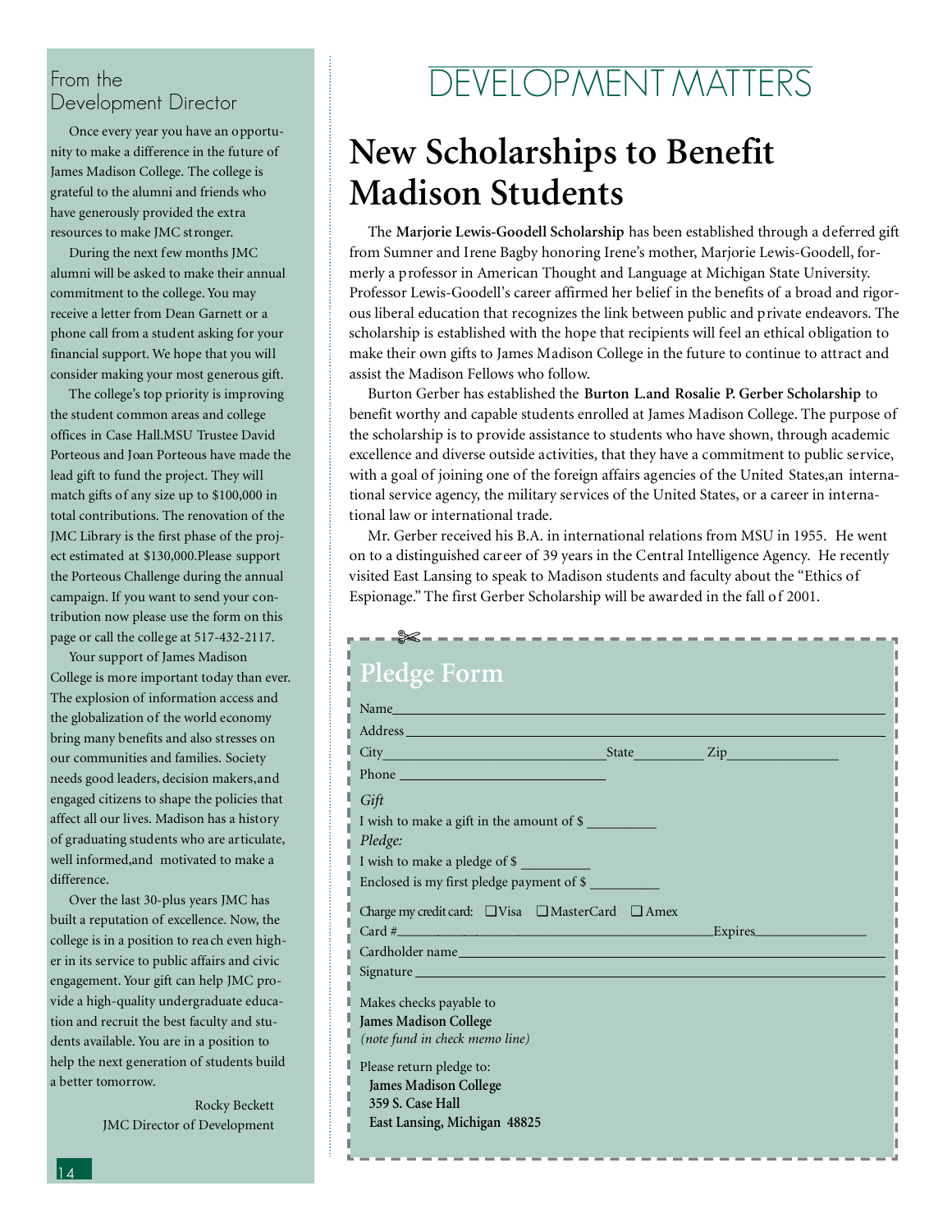## From the Development Director

Once every year you have an opportunity to make a difference in the future of James Madison College. The college is grateful to the alumni and friends who have generously provided the extra resources to make JMC stronger.

During the next few months JMC alumni will be asked to make their annual commitment to the college. You may receive a letter from Dean Garnett or a phone call from a student asking for your financial support. We hope that you will consider making your most generous gift.

The college's top priority is improving the student common areas and college offices in Case Hall.MSU Trustee David Porteous and Joan Porteous have made the lead gift to fund the project. They will match gifts of any size up to $100,000 in total contributions. The renovation of the JMC Library is the first phase of the project estimated at $130,000.Please support the Porteous Challenge during the annual campaign. If you want to send your contribution now please use the form on this page or call the college at 517-432-2117.

Your support of James Madison College is more important today than ever. The explosion of information access and the globalization of the world economy bring many benefits and also stresses on our communities and families. Society needs good leaders, decision makers,and engaged citizens to shape the policies that affect all our lives. Madison has a history of graduating students who are articulate, well informed,and motivated to make a difference.

Over the last 30-plus years JMC has built a reputation of excellence. Now, the college is in a position to reach even higher in its service to public affairs and civic engagement. Your gift can help JMC provide a high-quality undergraduate education and recruit the best faculty and students available. You are in a position to help the next generation of students build a better tomorrow.

Rocky Beckett
JMC Director of Development

# DEVELOPMENT MATTERS

## New Scholarships to Benefit Madison Students

The **Marjorie Lewis-Goodell Scholarship** has been established through a deferred gift from Sumner and Irene Bagby honoring Irene's mother, Marjorie Lewis-Goodell, formerly a professor in American Thought and Language at Michigan State University. Professor Lewis-Goodell's career affirmed her belief in the benefits of a broad and rigorous liberal education that recognizes the link between public and private endeavors. The scholarship is established with the hope that recipients will feel an ethical obligation to make their own gifts to James Madison College in the future to continue to attract and assist the Madison Fellows who follow.

Burton Gerber has established the **Burton L.and Rosalie P. Gerber Scholarship** to benefit worthy and capable students enrolled at James Madison College. The purpose of the scholarship is to provide assistance to students who have shown, through academic excellence and diverse outside activities, that they have a commitment to public service, with a goal of joining one of the foreign affairs agencies of the United States,an international service agency, the military services of the United States, or a career in international law or international trade.

Mr. Gerber received his B.A. in international relations from MSU in 1955. He went on to a distinguished career of 39 years in the Central Intelligence Agency. He recently visited East Lansing to speak to Madison students and faculty about the "Ethics of Espionage." The first Gerber Scholarship will be awarded in the fall of 2001.

## Pledge Form

Name\_\_\_\_\_\_\_\_\_\_\_\_\_\_\_\_\_\_\_\_\_\_\_\_\_\_\_\_\_\_\_\_\_\_\_\_\_\_\_\_

Address \_\_\_\_\_\_\_\_\_\_\_\_\_\_\_\_\_\_\_\_\_\_\_\_\_\_\_\_\_\_\_\_\_\_\_\_\_\_\_\_

City\_\_\_\_\_\_\_\_\_\_\_\_\_\_\_\_\_\_\_\_State\_\_\_\_\_\_\_\_ Zip\_\_\_\_\_\_\_\_\_\_\_\_

Phone \_\_\_\_\_\_\_\_\_\_\_\_\_\_\_\_\_\_\_\_

*Gift*

I wish to make a gift in the amount of $ \_\_\_\_\_\_\_\_\_

*Pledge:*

I wish to make a pledge of $ \_\_\_\_\_\_\_\_\_

Enclosed is my first pledge payment of $ \_\_\_\_\_\_\_\_\_

Charge my credit card: ❑ Visa ❑ MasterCard ❑ Amex

Card #\_\_\_\_\_\_\_\_\_\_\_\_\_\_\_\_\_\_\_\_\_\_\_\_\_\_\_\_\_\_Expires\_\_\_\_\_\_\_\_\_\_\_\_

Cardholder name\_\_\_\_\_\_\_\_\_\_\_\_\_\_\_\_\_\_\_\_\_\_\_\_\_\_\_\_\_\_\_\_\_\_\_\_

Signature \_\_\_\_\_\_\_\_\_\_\_\_\_\_\_\_\_\_\_\_\_\_\_\_\_\_\_\_\_\_\_\_\_\_\_\_\_\_\_\_

Makes checks payable to
**James Madison College**
*(note fund in check memo line)*

Please return pledge to:
**James Madison College**
**359 S. Case Hall**
**East Lansing, Michigan 48825**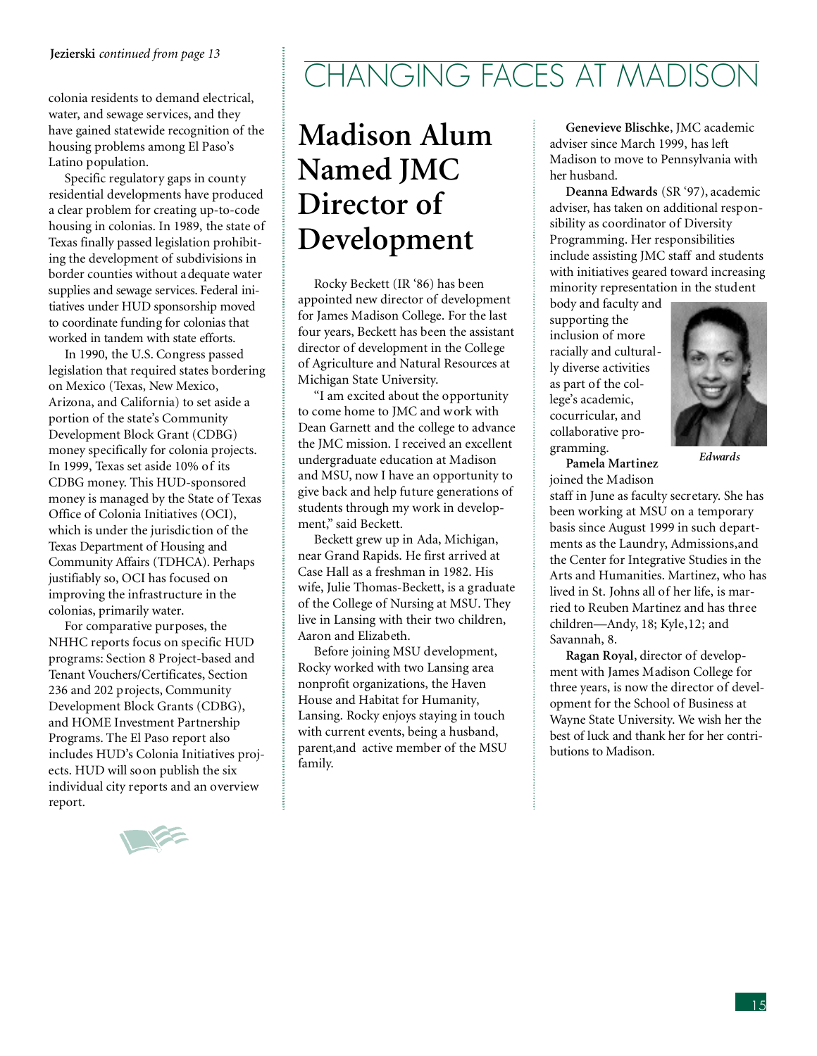**Jezierski** *continued from page 13*

colonia residents to demand electrical, water, and sewage services, and they have gained statewide recognition of the housing problems among El Paso's Latino population.

Specific regulatory gaps in county residential developments have produced a clear problem for creating up-to-code housing in colonias. In 1989, the state of Texas finally passed legislation prohibiting the development of subdivisions in border counties without adequate water supplies and sewage services. Federal initiatives under HUD sponsorship moved to coordinate funding for colonias that worked in tandem with state efforts.

In 1990, the U.S. Congress passed legislation that required states bordering on Mexico (Texas, New Mexico, Arizona, and California) to set aside a portion of the state's Community Development Block Grant (CDBG) money specifically for colonia projects. In 1999, Texas set aside 10% of its CDBG money. This HUD-sponsored money is managed by the State of Texas Office of Colonia Initiatives (OCI), which is under the jurisdiction of the Texas Department of Housing and Community Affairs (TDHCA). Perhaps justifiably so, OCI has focused on improving the infrastructure in the colonias, primarily water.

For comparative purposes, the NHHC reports focus on specific HUD programs: Section 8 Project-based and Tenant Vouchers/Certificates, Section 236 and 202 projects, Community Development Block Grants (CDBG), and HOME Investment Partnership Programs. The El Paso report also includes HUD's Colonia Initiatives projects. HUD will soon publish the six individual city reports and an overview report.

# CHANGING FACES AT MADISON

## Madison Alum Named JMC Director of Development

Rocky Beckett (IR '86) has been appointed new director of development for James Madison College. For the last four years, Beckett has been the assistant director of development in the College of Agriculture and Natural Resources at Michigan State University.

"I am excited about the opportunity to come home to JMC and work with Dean Garnett and the college to advance the JMC mission. I received an excellent undergraduate education at Madison and MSU, now I have an opportunity to give back and help future generations of students through my work in development," said Beckett.

Beckett grew up in Ada, Michigan, near Grand Rapids. He first arrived at Case Hall as a freshman in 1982. His wife, Julie Thomas-Beckett, is a graduate of the College of Nursing at MSU. They live in Lansing with their two children, Aaron and Elizabeth.

Before joining MSU development, Rocky worked with two Lansing area nonprofit organizations, the Haven House and Habitat for Humanity, Lansing. Rocky enjoys staying in touch with current events, being a husband, parent, and active member of the MSU family.

**Genevieve Blischke**, JMC academic adviser since March 1999, has left Madison to move to Pennsylvania with her husband.

**Deanna Edwards** (SR '97), academic adviser, has taken on additional responsibility as coordinator of Diversity Programming. Her responsibilities include assisting JMC staff and students with initiatives geared toward increasing minority representation in the student body and faculty and supporting the inclusion of more racially and culturally diverse activities as part of the college's academic, cocurricular, and collaborative programming.

*Edwards*

**Pamela Martinez** joined the Madison staff in June as faculty secretary. She has been working at MSU on a temporary basis since August 1999 in such departments as the Laundry, Admissions, and the Center for Integrative Studies in the Arts and Humanities. Martinez, who has lived in St. Johns all of her life, is married to Reuben Martinez and has three children—Andy, 18; Kyle, 12; and Savannah, 8.

**Ragan Royal**, director of development with James Madison College for three years, is now the director of development for the School of Business at Wayne State University. We wish her the best of luck and thank her for her contributions to Madison.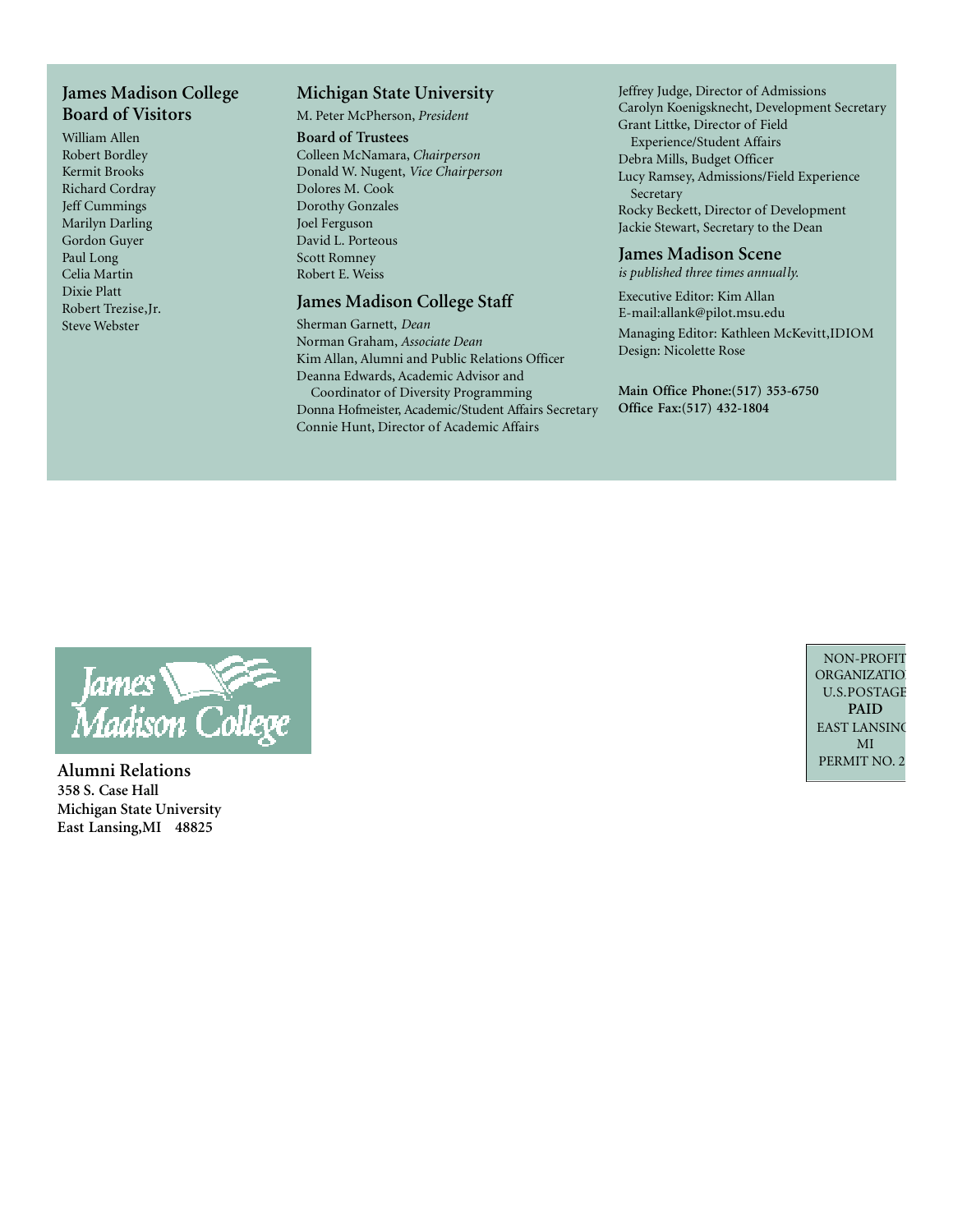## James Madison College Board of Visitors

William Allen
Robert Bordley
Kermit Brooks
Richard Cordray
Jeff Cummings
Marilyn Darling
Gordon Guyer
Paul Long
Celia Martin
Dixie Platt
Robert Trezise,Jr.
Steve Webster

## Michigan State University

M. Peter McPherson, *President*

**Board of Trustees**

Colleen McNamara, *Chairperson*
Donald W. Nugent, *Vice Chairperson*
Dolores M. Cook
Dorothy Gonzales
Joel Ferguson
David L. Porteous
Scott Romney
Robert E. Weiss

## James Madison College Staff

Sherman Garnett, *Dean*
Norman Graham, *Associate Dean*
Kim Allan, Alumni and Public Relations Officer
Deanna Edwards, Academic Advisor and Coordinator of Diversity Programming
Donna Hofmeister, Academic/Student Affairs Secretary
Connie Hunt, Director of Academic Affairs
Jeffrey Judge, Director of Admissions
Carolyn Koenigsknecht, Development Secretary
Grant Littke, Director of Field Experience/Student Affairs
Debra Mills, Budget Officer
Lucy Ramsey, Admissions/Field Experience Secretary
Rocky Beckett, Director of Development
Jackie Stewart, Secretary to the Dean

## James Madison Scene

*is published three times annually.*

Executive Editor: Kim Allan
E-mail:allank@pilot.msu.edu

Managing Editor: Kathleen McKevitt,IDIOM
Design: Nicolette Rose

**Main Office Phone:(517) 353-6750**
**Office Fax:(517) 432-1804**

James Madison College

**Alumni Relations**
**358 S. Case Hall**
**Michigan State University**
**East Lansing,MI 48825**

NON-PROFIT
ORGANIZATIO
U.S.POSTAGE
**PAID**
EAST LANSING
MI
PERMIT NO. 2